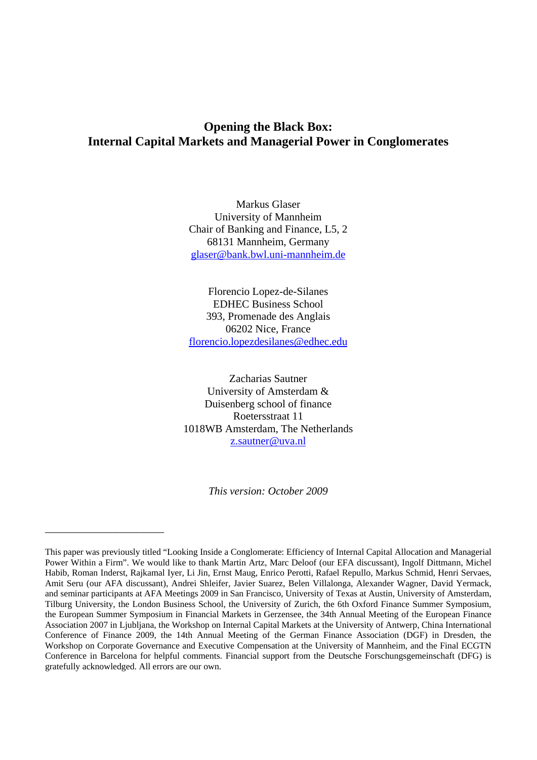# Opening the Black Box: Internal Capital Markets and Managerial Power in Conglomerates

Markus Glaser
University of Mannheim
Chair of Banking and Finance, L5, 2
68131 Mannheim, Germany
glaser@bank.bwl.uni-mannheim.de

Florencio Lopez-de-Silanes
EDHEC Business School
393, Promenade des Anglais
06202 Nice, France
florencio.lopezdesilanes@edhec.edu

Zacharias Sautner
University of Amsterdam &
Duisenberg school of finance
Roetersstraat 11
1018WB Amsterdam, The Netherlands
z.sautner@uva.nl

*This version: October 2009*

---

This paper was previously titled "Looking Inside a Conglomerate: Efficiency of Internal Capital Allocation and Managerial Power Within a Firm". We would like to thank Martin Artz, Marc Deloof (our EFA discussant), Ingolf Dittmann, Michel Habib, Roman Inderst, Rajkamal Iyer, Li Jin, Ernst Maug, Enrico Perotti, Rafael Repullo, Markus Schmid, Henri Servaes, Amit Seru (our AFA discussant), Andrei Shleifer, Javier Suarez, Belen Villalonga, Alexander Wagner, David Yermack, and seminar participants at AFA Meetings 2009 in San Francisco, University of Texas at Austin, University of Amsterdam, Tilburg University, the London Business School, the University of Zurich, the 6th Oxford Finance Summer Symposium, the European Summer Symposium in Financial Markets in Gerzensee, the 34th Annual Meeting of the European Finance Association 2007 in Ljubljana, the Workshop on Internal Capital Markets at the University of Antwerp, China International Conference of Finance 2009, the 14th Annual Meeting of the German Finance Association (DGF) in Dresden, the Workshop on Corporate Governance and Executive Compensation at the University of Mannheim, and the Final ECGTN Conference in Barcelona for helpful comments. Financial support from the Deutsche Forschungsgemeinschaft (DFG) is gratefully acknowledged. All errors are our own.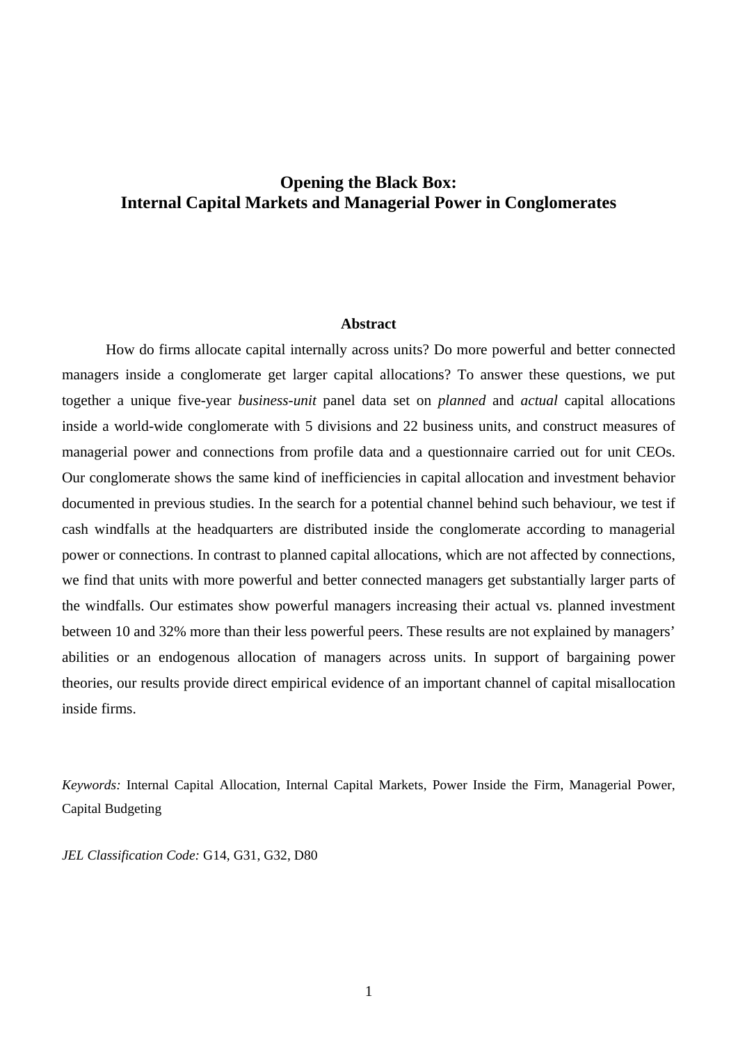# Opening the Black Box:
# Internal Capital Markets and Managerial Power in Conglomerates

**Abstract**

How do firms allocate capital internally across units? Do more powerful and better connected managers inside a conglomerate get larger capital allocations? To answer these questions, we put together a unique five-year *business-unit* panel data set on *planned* and *actual* capital allocations inside a world-wide conglomerate with 5 divisions and 22 business units, and construct measures of managerial power and connections from profile data and a questionnaire carried out for unit CEOs. Our conglomerate shows the same kind of inefficiencies in capital allocation and investment behavior documented in previous studies. In the search for a potential channel behind such behaviour, we test if cash windfalls at the headquarters are distributed inside the conglomerate according to managerial power or connections. In contrast to planned capital allocations, which are not affected by connections, we find that units with more powerful and better connected managers get substantially larger parts of the windfalls. Our estimates show powerful managers increasing their actual vs. planned investment between 10 and 32% more than their less powerful peers. These results are not explained by managers' abilities or an endogenous allocation of managers across units. In support of bargaining power theories, our results provide direct empirical evidence of an important channel of capital misallocation inside firms.

*Keywords:* Internal Capital Allocation, Internal Capital Markets, Power Inside the Firm, Managerial Power, Capital Budgeting

*JEL Classification Code:* G14, G31, G32, D80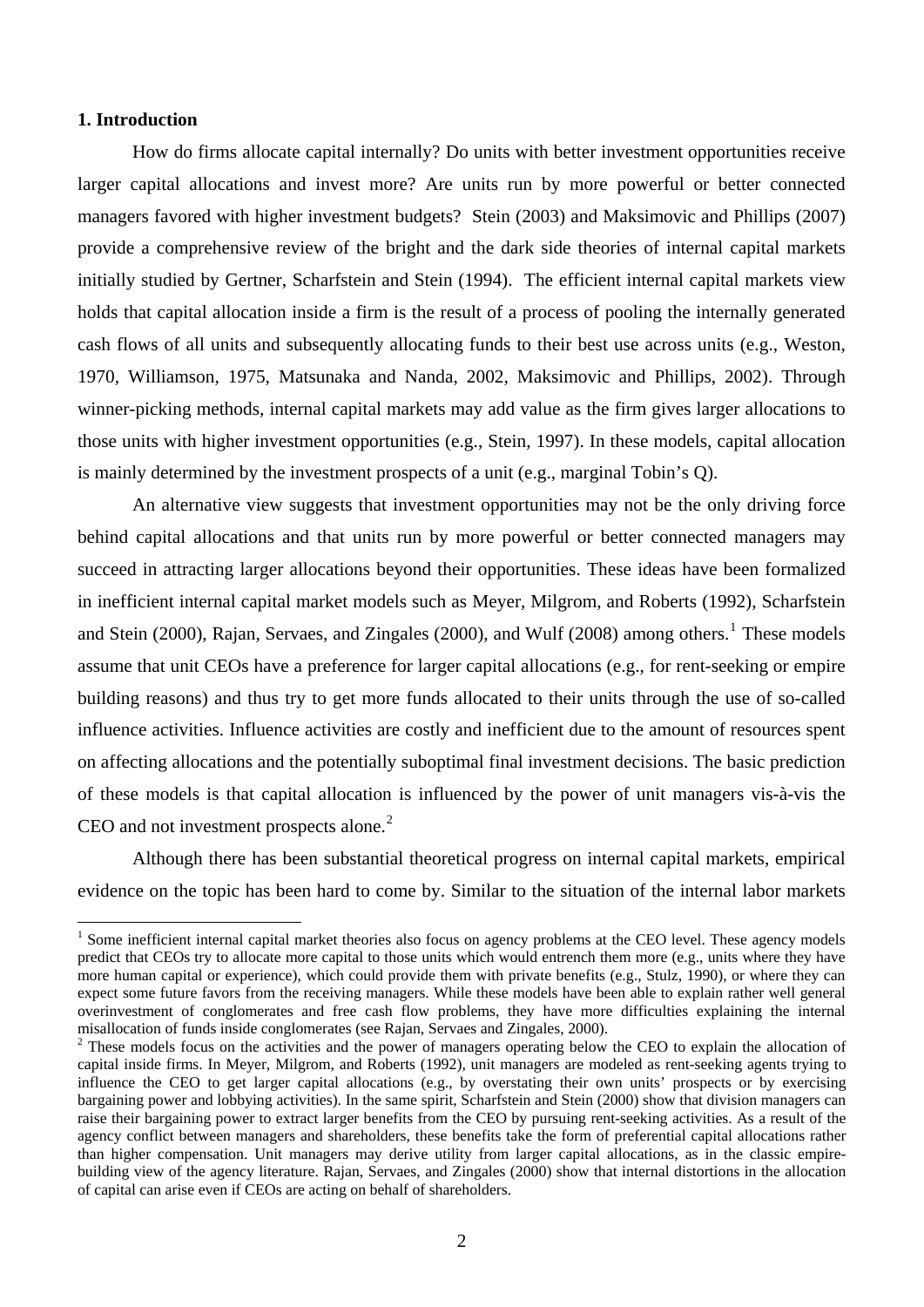## 1. Introduction

How do firms allocate capital internally? Do units with better investment opportunities receive larger capital allocations and invest more? Are units run by more powerful or better connected managers favored with higher investment budgets? Stein (2003) and Maksimovic and Phillips (2007) provide a comprehensive review of the bright and the dark side theories of internal capital markets initially studied by Gertner, Scharfstein and Stein (1994). The efficient internal capital markets view holds that capital allocation inside a firm is the result of a process of pooling the internally generated cash flows of all units and subsequently allocating funds to their best use across units (e.g., Weston, 1970, Williamson, 1975, Matsunaka and Nanda, 2002, Maksimovic and Phillips, 2002). Through winner-picking methods, internal capital markets may add value as the firm gives larger allocations to those units with higher investment opportunities (e.g., Stein, 1997). In these models, capital allocation is mainly determined by the investment prospects of a unit (e.g., marginal Tobin's Q).

An alternative view suggests that investment opportunities may not be the only driving force behind capital allocations and that units run by more powerful or better connected managers may succeed in attracting larger allocations beyond their opportunities. These ideas have been formalized in inefficient internal capital market models such as Meyer, Milgrom, and Roberts (1992), Scharfstein and Stein (2000), Rajan, Servaes, and Zingales (2000), and Wulf (2008) among others.[1] These models assume that unit CEOs have a preference for larger capital allocations (e.g., for rent-seeking or empire building reasons) and thus try to get more funds allocated to their units through the use of so-called influence activities. Influence activities are costly and inefficient due to the amount of resources spent on affecting allocations and the potentially suboptimal final investment decisions. The basic prediction of these models is that capital allocation is influenced by the power of unit managers vis-à-vis the CEO and not investment prospects alone.[2]

Although there has been substantial theoretical progress on internal capital markets, empirical evidence on the topic has been hard to come by. Similar to the situation of the internal labor markets

[1] Some inefficient internal capital market theories also focus on agency problems at the CEO level. These agency models predict that CEOs try to allocate more capital to those units which would entrench them more (e.g., units where they have more human capital or experience), which could provide them with private benefits (e.g., Stulz, 1990), or where they can expect some future favors from the receiving managers. While these models have been able to explain rather well general overinvestment of conglomerates and free cash flow problems, they have more difficulties explaining the internal misallocation of funds inside conglomerates (see Rajan, Servaes and Zingales, 2000).

[2] These models focus on the activities and the power of managers operating below the CEO to explain the allocation of capital inside firms. In Meyer, Milgrom, and Roberts (1992), unit managers are modeled as rent-seeking agents trying to influence the CEO to get larger capital allocations (e.g., by overstating their own units' prospects or by exercising bargaining power and lobbying activities). In the same spirit, Scharfstein and Stein (2000) show that division managers can raise their bargaining power to extract larger benefits from the CEO by pursuing rent-seeking activities. As a result of the agency conflict between managers and shareholders, these benefits take the form of preferential capital allocations rather than higher compensation. Unit managers may derive utility from larger capital allocations, as in the classic empire-building view of the agency literature. Rajan, Servaes, and Zingales (2000) show that internal distortions in the allocation of capital can arise even if CEOs are acting on behalf of shareholders.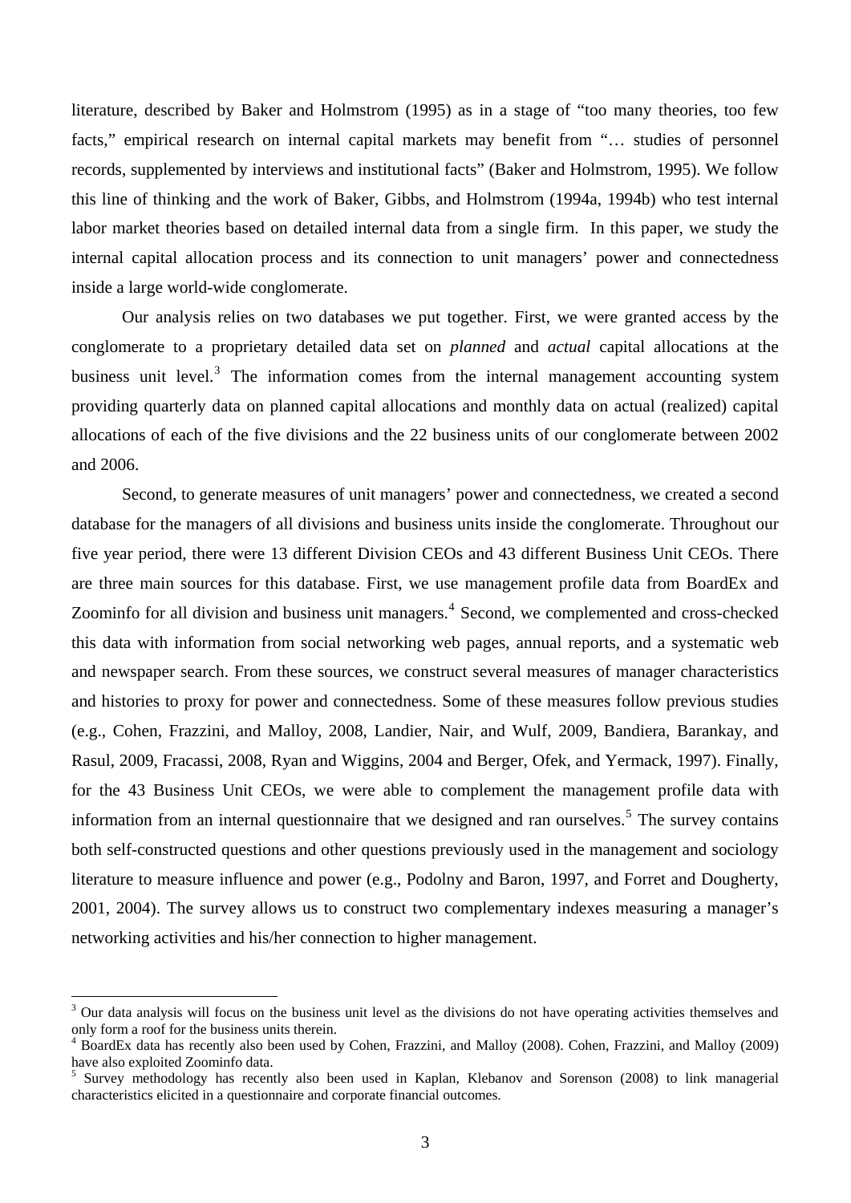literature, described by Baker and Holmstrom (1995) as in a stage of "too many theories, too few facts," empirical research on internal capital markets may benefit from "… studies of personnel records, supplemented by interviews and institutional facts" (Baker and Holmstrom, 1995). We follow this line of thinking and the work of Baker, Gibbs, and Holmstrom (1994a, 1994b) who test internal labor market theories based on detailed internal data from a single firm. In this paper, we study the internal capital allocation process and its connection to unit managers' power and connectedness inside a large world-wide conglomerate.

Our analysis relies on two databases we put together. First, we were granted access by the conglomerate to a proprietary detailed data set on *planned* and *actual* capital allocations at the business unit level.[3] The information comes from the internal management accounting system providing quarterly data on planned capital allocations and monthly data on actual (realized) capital allocations of each of the five divisions and the 22 business units of our conglomerate between 2002 and 2006.

Second, to generate measures of unit managers' power and connectedness, we created a second database for the managers of all divisions and business units inside the conglomerate. Throughout our five year period, there were 13 different Division CEOs and 43 different Business Unit CEOs. There are three main sources for this database. First, we use management profile data from BoardEx and Zoominfo for all division and business unit managers.[4] Second, we complemented and cross-checked this data with information from social networking web pages, annual reports, and a systematic web and newspaper search. From these sources, we construct several measures of manager characteristics and histories to proxy for power and connectedness. Some of these measures follow previous studies (e.g., Cohen, Frazzini, and Malloy, 2008, Landier, Nair, and Wulf, 2009, Bandiera, Barankay, and Rasul, 2009, Fracassi, 2008, Ryan and Wiggins, 2004 and Berger, Ofek, and Yermack, 1997). Finally, for the 43 Business Unit CEOs, we were able to complement the management profile data with information from an internal questionnaire that we designed and ran ourselves.[5] The survey contains both self-constructed questions and other questions previously used in the management and sociology literature to measure influence and power (e.g., Podolny and Baron, 1997, and Forret and Dougherty, 2001, 2004). The survey allows us to construct two complementary indexes measuring a manager's networking activities and his/her connection to higher management.

[3] Our data analysis will focus on the business unit level as the divisions do not have operating activities themselves and only form a roof for the business units therein.

[4] BoardEx data has recently also been used by Cohen, Frazzini, and Malloy (2008). Cohen, Frazzini, and Malloy (2009) have also exploited Zoominfo data.

[5] Survey methodology has recently also been used in Kaplan, Klebanov and Sorenson (2008) to link managerial characteristics elicited in a questionnaire and corporate financial outcomes.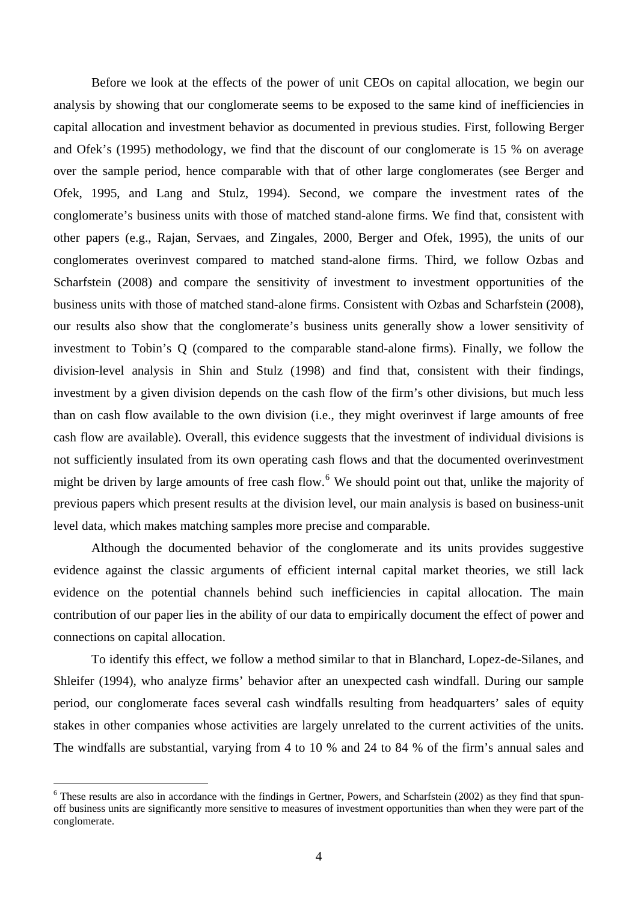Before we look at the effects of the power of unit CEOs on capital allocation, we begin our analysis by showing that our conglomerate seems to be exposed to the same kind of inefficiencies in capital allocation and investment behavior as documented in previous studies. First, following Berger and Ofek's (1995) methodology, we find that the discount of our conglomerate is 15 % on average over the sample period, hence comparable with that of other large conglomerates (see Berger and Ofek, 1995, and Lang and Stulz, 1994). Second, we compare the investment rates of the conglomerate's business units with those of matched stand-alone firms. We find that, consistent with other papers (e.g., Rajan, Servaes, and Zingales, 2000, Berger and Ofek, 1995), the units of our conglomerates overinvest compared to matched stand-alone firms. Third, we follow Ozbas and Scharfstein (2008) and compare the sensitivity of investment to investment opportunities of the business units with those of matched stand-alone firms. Consistent with Ozbas and Scharfstein (2008), our results also show that the conglomerate's business units generally show a lower sensitivity of investment to Tobin's Q (compared to the comparable stand-alone firms). Finally, we follow the division-level analysis in Shin and Stulz (1998) and find that, consistent with their findings, investment by a given division depends on the cash flow of the firm's other divisions, but much less than on cash flow available to the own division (i.e., they might overinvest if large amounts of free cash flow are available). Overall, this evidence suggests that the investment of individual divisions is not sufficiently insulated from its own operating cash flows and that the documented overinvestment might be driven by large amounts of free cash flow.[6] We should point out that, unlike the majority of previous papers which present results at the division level, our main analysis is based on business-unit level data, which makes matching samples more precise and comparable.

Although the documented behavior of the conglomerate and its units provides suggestive evidence against the classic arguments of efficient internal capital market theories, we still lack evidence on the potential channels behind such inefficiencies in capital allocation. The main contribution of our paper lies in the ability of our data to empirically document the effect of power and connections on capital allocation.

To identify this effect, we follow a method similar to that in Blanchard, Lopez-de-Silanes, and Shleifer (1994), who analyze firms' behavior after an unexpected cash windfall. During our sample period, our conglomerate faces several cash windfalls resulting from headquarters' sales of equity stakes in other companies whose activities are largely unrelated to the current activities of the units. The windfalls are substantial, varying from 4 to 10 % and 24 to 84 % of the firm's annual sales and

[6] These results are also in accordance with the findings in Gertner, Powers, and Scharfstein (2002) as they find that spun-off business units are significantly more sensitive to measures of investment opportunities than when they were part of the conglomerate.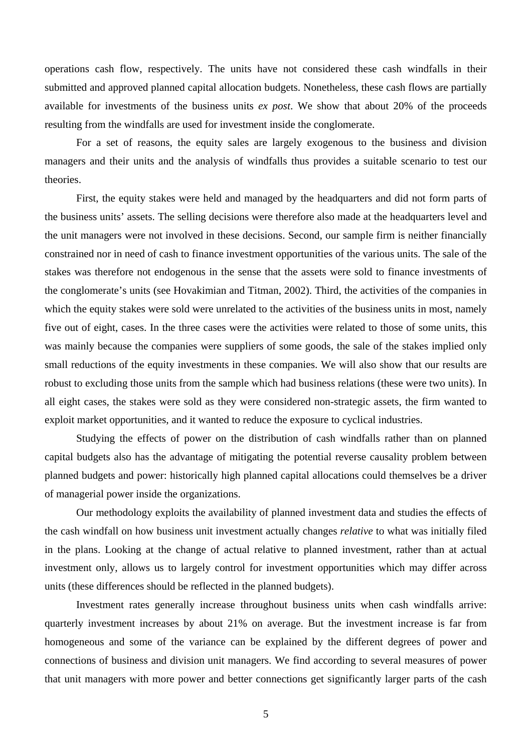operations cash flow, respectively. The units have not considered these cash windfalls in their submitted and approved planned capital allocation budgets. Nonetheless, these cash flows are partially available for investments of the business units *ex post*. We show that about 20% of the proceeds resulting from the windfalls are used for investment inside the conglomerate.

For a set of reasons, the equity sales are largely exogenous to the business and division managers and their units and the analysis of windfalls thus provides a suitable scenario to test our theories.

First, the equity stakes were held and managed by the headquarters and did not form parts of the business units' assets. The selling decisions were therefore also made at the headquarters level and the unit managers were not involved in these decisions. Second, our sample firm is neither financially constrained nor in need of cash to finance investment opportunities of the various units. The sale of the stakes was therefore not endogenous in the sense that the assets were sold to finance investments of the conglomerate's units (see Hovakimian and Titman, 2002). Third, the activities of the companies in which the equity stakes were sold were unrelated to the activities of the business units in most, namely five out of eight, cases. In the three cases were the activities were related to those of some units, this was mainly because the companies were suppliers of some goods, the sale of the stakes implied only small reductions of the equity investments in these companies. We will also show that our results are robust to excluding those units from the sample which had business relations (these were two units). In all eight cases, the stakes were sold as they were considered non-strategic assets, the firm wanted to exploit market opportunities, and it wanted to reduce the exposure to cyclical industries.

Studying the effects of power on the distribution of cash windfalls rather than on planned capital budgets also has the advantage of mitigating the potential reverse causality problem between planned budgets and power: historically high planned capital allocations could themselves be a driver of managerial power inside the organizations.

Our methodology exploits the availability of planned investment data and studies the effects of the cash windfall on how business unit investment actually changes *relative* to what was initially filed in the plans. Looking at the change of actual relative to planned investment, rather than at actual investment only, allows us to largely control for investment opportunities which may differ across units (these differences should be reflected in the planned budgets).

Investment rates generally increase throughout business units when cash windfalls arrive: quarterly investment increases by about 21% on average. But the investment increase is far from homogeneous and some of the variance can be explained by the different degrees of power and connections of business and division unit managers. We find according to several measures of power that unit managers with more power and better connections get significantly larger parts of the cash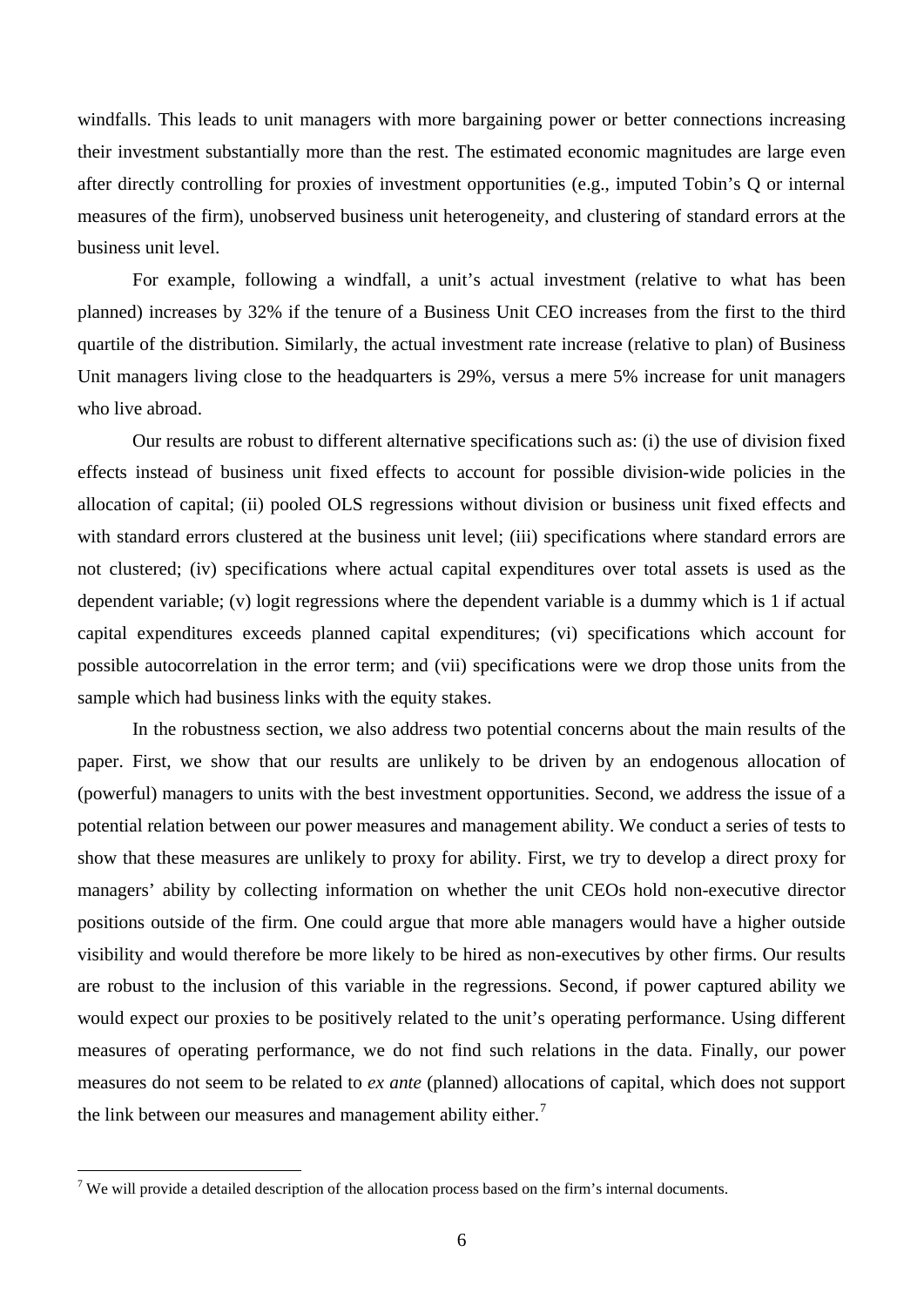windfalls. This leads to unit managers with more bargaining power or better connections increasing their investment substantially more than the rest. The estimated economic magnitudes are large even after directly controlling for proxies of investment opportunities (e.g., imputed Tobin's Q or internal measures of the firm), unobserved business unit heterogeneity, and clustering of standard errors at the business unit level.

For example, following a windfall, a unit's actual investment (relative to what has been planned) increases by 32% if the tenure of a Business Unit CEO increases from the first to the third quartile of the distribution. Similarly, the actual investment rate increase (relative to plan) of Business Unit managers living close to the headquarters is 29%, versus a mere 5% increase for unit managers who live abroad.

Our results are robust to different alternative specifications such as: (i) the use of division fixed effects instead of business unit fixed effects to account for possible division-wide policies in the allocation of capital; (ii) pooled OLS regressions without division or business unit fixed effects and with standard errors clustered at the business unit level; (iii) specifications where standard errors are not clustered; (iv) specifications where actual capital expenditures over total assets is used as the dependent variable; (v) logit regressions where the dependent variable is a dummy which is 1 if actual capital expenditures exceeds planned capital expenditures; (vi) specifications which account for possible autocorrelation in the error term; and (vii) specifications were we drop those units from the sample which had business links with the equity stakes.

In the robustness section, we also address two potential concerns about the main results of the paper. First, we show that our results are unlikely to be driven by an endogenous allocation of (powerful) managers to units with the best investment opportunities. Second, we address the issue of a potential relation between our power measures and management ability. We conduct a series of tests to show that these measures are unlikely to proxy for ability. First, we try to develop a direct proxy for managers' ability by collecting information on whether the unit CEOs hold non-executive director positions outside of the firm. One could argue that more able managers would have a higher outside visibility and would therefore be more likely to be hired as non-executives by other firms. Our results are robust to the inclusion of this variable in the regressions. Second, if power captured ability we would expect our proxies to be positively related to the unit's operating performance. Using different measures of operating performance, we do not find such relations in the data. Finally, our power measures do not seem to be related to *ex ante* (planned) allocations of capital, which does not support the link between our measures and management ability either.[7]

---

[7] We will provide a detailed description of the allocation process based on the firm's internal documents.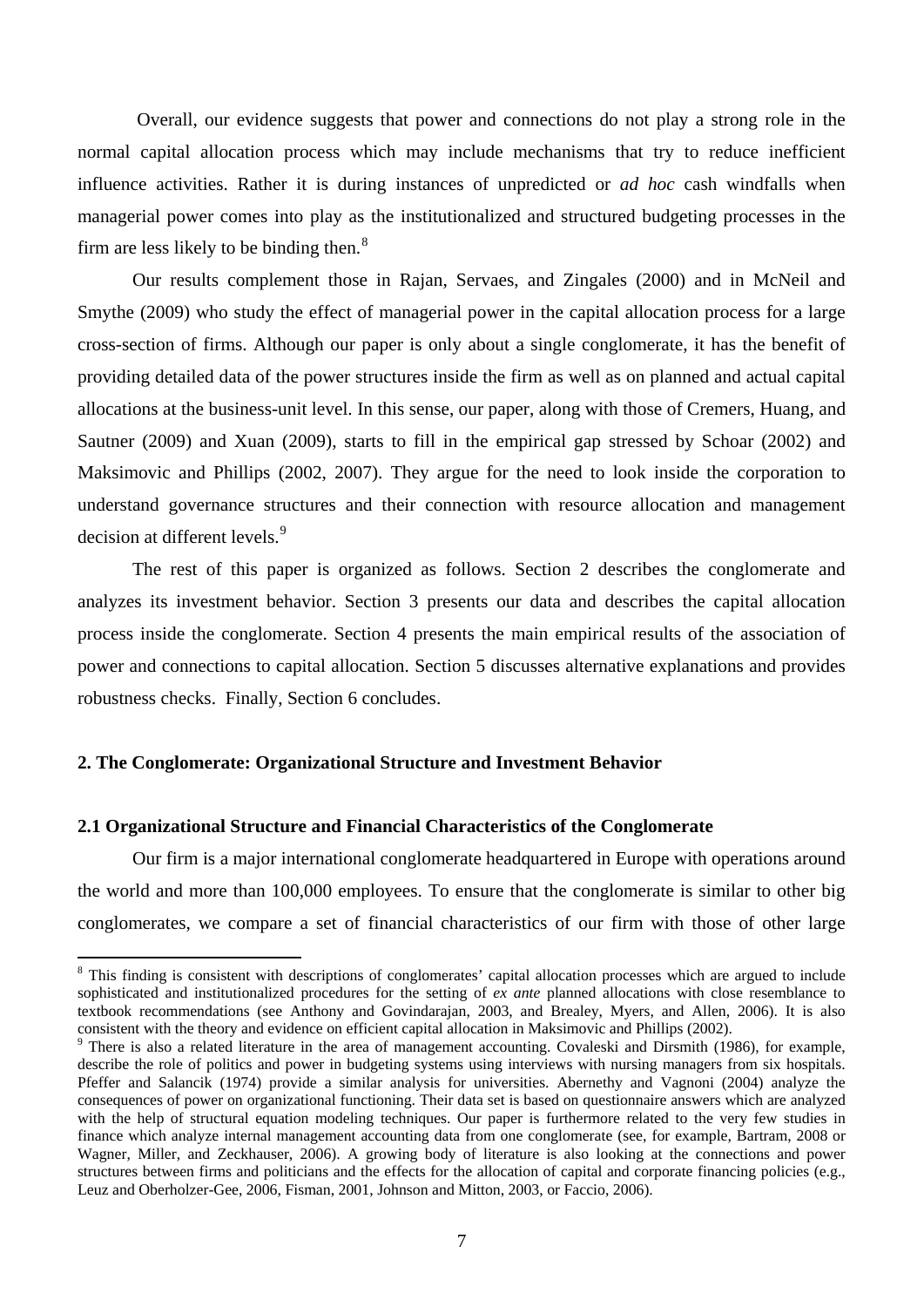Overall, our evidence suggests that power and connections do not play a strong role in the normal capital allocation process which may include mechanisms that try to reduce inefficient influence activities. Rather it is during instances of unpredicted or *ad hoc* cash windfalls when managerial power comes into play as the institutionalized and structured budgeting processes in the firm are less likely to be binding then.[8]

Our results complement those in Rajan, Servaes, and Zingales (2000) and in McNeil and Smythe (2009) who study the effect of managerial power in the capital allocation process for a large cross-section of firms. Although our paper is only about a single conglomerate, it has the benefit of providing detailed data of the power structures inside the firm as well as on planned and actual capital allocations at the business-unit level. In this sense, our paper, along with those of Cremers, Huang, and Sautner (2009) and Xuan (2009), starts to fill in the empirical gap stressed by Schoar (2002) and Maksimovic and Phillips (2002, 2007). They argue for the need to look inside the corporation to understand governance structures and their connection with resource allocation and management decision at different levels.[9]

The rest of this paper is organized as follows. Section 2 describes the conglomerate and analyzes its investment behavior. Section 3 presents our data and describes the capital allocation process inside the conglomerate. Section 4 presents the main empirical results of the association of power and connections to capital allocation. Section 5 discusses alternative explanations and provides robustness checks. Finally, Section 6 concludes.

## 2. The Conglomerate: Organizational Structure and Investment Behavior

### 2.1 Organizational Structure and Financial Characteristics of the Conglomerate

Our firm is a major international conglomerate headquartered in Europe with operations around the world and more than 100,000 employees. To ensure that the conglomerate is similar to other big conglomerates, we compare a set of financial characteristics of our firm with those of other large

---

[8] This finding is consistent with descriptions of conglomerates' capital allocation processes which are argued to include sophisticated and institutionalized procedures for the setting of *ex ante* planned allocations with close resemblance to textbook recommendations (see Anthony and Govindarajan, 2003, and Brealey, Myers, and Allen, 2006). It is also consistent with the theory and evidence on efficient capital allocation in Maksimovic and Phillips (2002).

[9] There is also a related literature in the area of management accounting. Covaleski and Dirsmith (1986), for example, describe the role of politics and power in budgeting systems using interviews with nursing managers from six hospitals. Pfeffer and Salancik (1974) provide a similar analysis for universities. Abernethy and Vagnoni (2004) analyze the consequences of power on organizational functioning. Their data set is based on questionnaire answers which are analyzed with the help of structural equation modeling techniques. Our paper is furthermore related to the very few studies in finance which analyze internal management accounting data from one conglomerate (see, for example, Bartram, 2008 or Wagner, Miller, and Zeckhauser, 2006). A growing body of literature is also looking at the connections and power structures between firms and politicians and the effects for the allocation of capital and corporate financing policies (e.g., Leuz and Oberholzer-Gee, 2006, Fisman, 2001, Johnson and Mitton, 2003, or Faccio, 2006).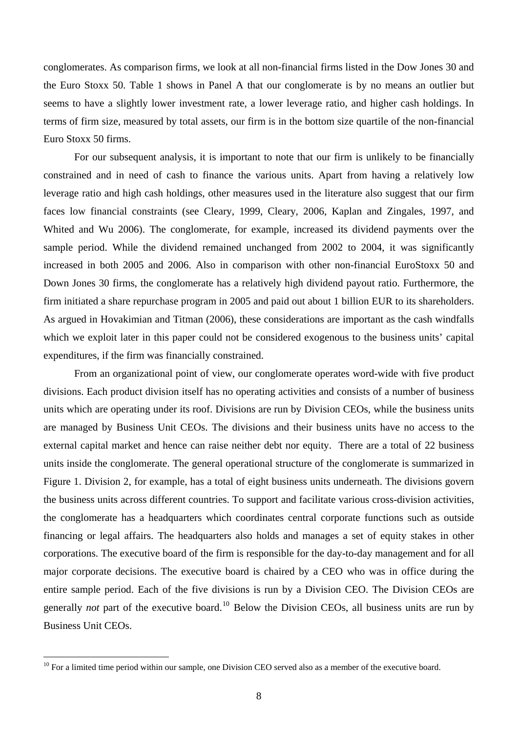conglomerates. As comparison firms, we look at all non-financial firms listed in the Dow Jones 30 and the Euro Stoxx 50. Table 1 shows in Panel A that our conglomerate is by no means an outlier but seems to have a slightly lower investment rate, a lower leverage ratio, and higher cash holdings. In terms of firm size, measured by total assets, our firm is in the bottom size quartile of the non-financial Euro Stoxx 50 firms.

For our subsequent analysis, it is important to note that our firm is unlikely to be financially constrained and in need of cash to finance the various units. Apart from having a relatively low leverage ratio and high cash holdings, other measures used in the literature also suggest that our firm faces low financial constraints (see Cleary, 1999, Cleary, 2006, Kaplan and Zingales, 1997, and Whited and Wu 2006). The conglomerate, for example, increased its dividend payments over the sample period. While the dividend remained unchanged from 2002 to 2004, it was significantly increased in both 2005 and 2006. Also in comparison with other non-financial EuroStoxx 50 and Down Jones 30 firms, the conglomerate has a relatively high dividend payout ratio. Furthermore, the firm initiated a share repurchase program in 2005 and paid out about 1 billion EUR to its shareholders. As argued in Hovakimian and Titman (2006), these considerations are important as the cash windfalls which we exploit later in this paper could not be considered exogenous to the business units' capital expenditures, if the firm was financially constrained.

From an organizational point of view, our conglomerate operates word-wide with five product divisions. Each product division itself has no operating activities and consists of a number of business units which are operating under its roof. Divisions are run by Division CEOs, while the business units are managed by Business Unit CEOs. The divisions and their business units have no access to the external capital market and hence can raise neither debt nor equity. There are a total of 22 business units inside the conglomerate. The general operational structure of the conglomerate is summarized in Figure 1. Division 2, for example, has a total of eight business units underneath. The divisions govern the business units across different countries. To support and facilitate various cross-division activities, the conglomerate has a headquarters which coordinates central corporate functions such as outside financing or legal affairs. The headquarters also holds and manages a set of equity stakes in other corporations. The executive board of the firm is responsible for the day-to-day management and for all major corporate decisions. The executive board is chaired by a CEO who was in office during the entire sample period. Each of the five divisions is run by a Division CEO. The Division CEOs are generally *not* part of the executive board.[10] Below the Division CEOs, all business units are run by Business Unit CEOs.

[10] For a limited time period within our sample, one Division CEO served also as a member of the executive board.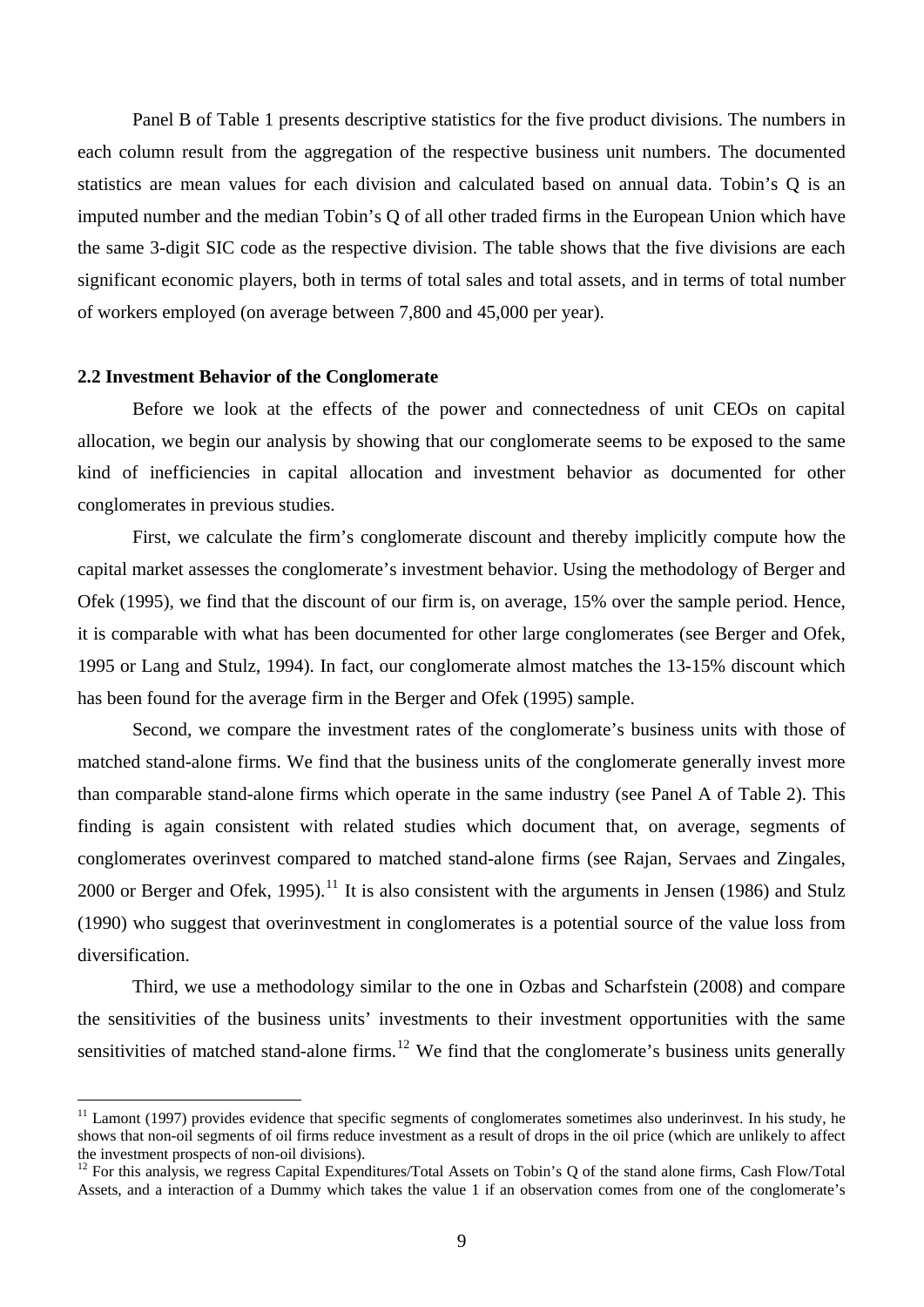Panel B of Table 1 presents descriptive statistics for the five product divisions. The numbers in each column result from the aggregation of the respective business unit numbers. The documented statistics are mean values for each division and calculated based on annual data. Tobin's Q is an imputed number and the median Tobin's Q of all other traded firms in the European Union which have the same 3-digit SIC code as the respective division. The table shows that the five divisions are each significant economic players, both in terms of total sales and total assets, and in terms of total number of workers employed (on average between 7,800 and 45,000 per year).

### 2.2 Investment Behavior of the Conglomerate

Before we look at the effects of the power and connectedness of unit CEOs on capital allocation, we begin our analysis by showing that our conglomerate seems to be exposed to the same kind of inefficiencies in capital allocation and investment behavior as documented for other conglomerates in previous studies.

First, we calculate the firm's conglomerate discount and thereby implicitly compute how the capital market assesses the conglomerate's investment behavior. Using the methodology of Berger and Ofek (1995), we find that the discount of our firm is, on average, 15% over the sample period. Hence, it is comparable with what has been documented for other large conglomerates (see Berger and Ofek, 1995 or Lang and Stulz, 1994). In fact, our conglomerate almost matches the 13-15% discount which has been found for the average firm in the Berger and Ofek (1995) sample.

Second, we compare the investment rates of the conglomerate's business units with those of matched stand-alone firms. We find that the business units of the conglomerate generally invest more than comparable stand-alone firms which operate in the same industry (see Panel A of Table 2). This finding is again consistent with related studies which document that, on average, segments of conglomerates overinvest compared to matched stand-alone firms (see Rajan, Servaes and Zingales, 2000 or Berger and Ofek, 1995).[11] It is also consistent with the arguments in Jensen (1986) and Stulz (1990) who suggest that overinvestment in conglomerates is a potential source of the value loss from diversification.

Third, we use a methodology similar to the one in Ozbas and Scharfstein (2008) and compare the sensitivities of the business units' investments to their investment opportunities with the same sensitivities of matched stand-alone firms.[12] We find that the conglomerate's business units generally

---

[11] Lamont (1997) provides evidence that specific segments of conglomerates sometimes also underinvest. In his study, he shows that non-oil segments of oil firms reduce investment as a result of drops in the oil price (which are unlikely to affect the investment prospects of non-oil divisions).

[12] For this analysis, we regress Capital Expenditures/Total Assets on Tobin's Q of the stand alone firms, Cash Flow/Total Assets, and a interaction of a Dummy which takes the value 1 if an observation comes from one of the conglomerate's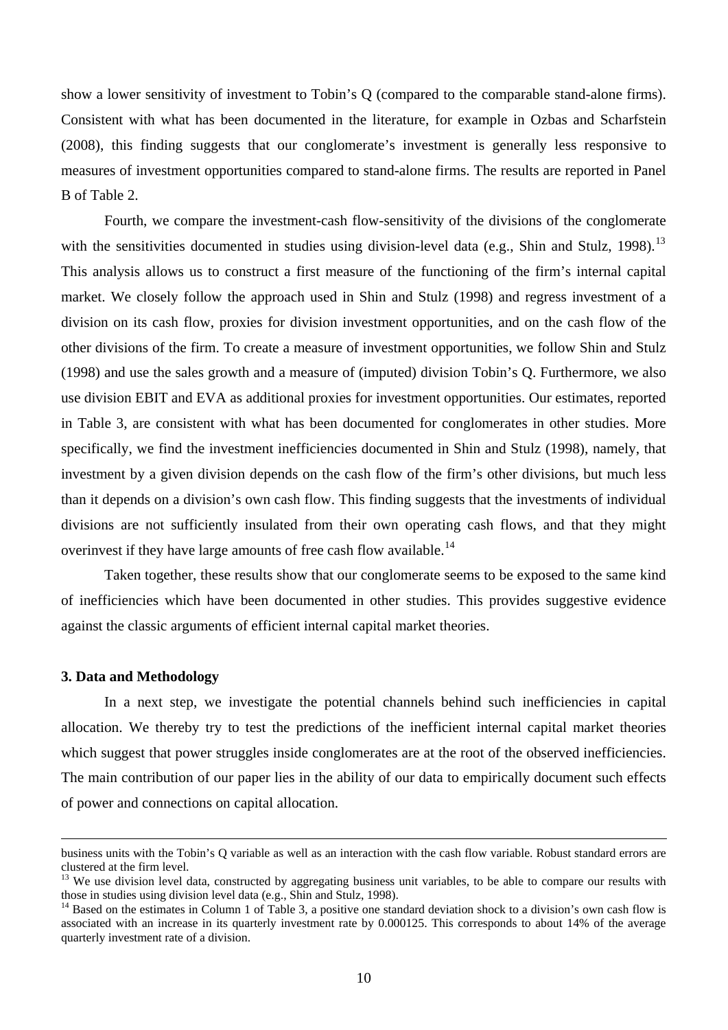show a lower sensitivity of investment to Tobin's Q (compared to the comparable stand-alone firms). Consistent with what has been documented in the literature, for example in Ozbas and Scharfstein (2008), this finding suggests that our conglomerate's investment is generally less responsive to measures of investment opportunities compared to stand-alone firms. The results are reported in Panel B of Table 2.

Fourth, we compare the investment-cash flow-sensitivity of the divisions of the conglomerate with the sensitivities documented in studies using division-level data (e.g., Shin and Stulz, 1998).[13] This analysis allows us to construct a first measure of the functioning of the firm's internal capital market. We closely follow the approach used in Shin and Stulz (1998) and regress investment of a division on its cash flow, proxies for division investment opportunities, and on the cash flow of the other divisions of the firm. To create a measure of investment opportunities, we follow Shin and Stulz (1998) and use the sales growth and a measure of (imputed) division Tobin's Q. Furthermore, we also use division EBIT and EVA as additional proxies for investment opportunities. Our estimates, reported in Table 3, are consistent with what has been documented for conglomerates in other studies. More specifically, we find the investment inefficiencies documented in Shin and Stulz (1998), namely, that investment by a given division depends on the cash flow of the firm's other divisions, but much less than it depends on a division's own cash flow. This finding suggests that the investments of individual divisions are not sufficiently insulated from their own operating cash flows, and that they might overinvest if they have large amounts of free cash flow available.[14]

Taken together, these results show that our conglomerate seems to be exposed to the same kind of inefficiencies which have been documented in other studies. This provides suggestive evidence against the classic arguments of efficient internal capital market theories.

### 3. Data and Methodology

In a next step, we investigate the potential channels behind such inefficiencies in capital allocation. We thereby try to test the predictions of the inefficient internal capital market theories which suggest that power struggles inside conglomerates are at the root of the observed inefficiencies. The main contribution of our paper lies in the ability of our data to empirically document such effects of power and connections on capital allocation.

---

business units with the Tobin's Q variable as well as an interaction with the cash flow variable. Robust standard errors are clustered at the firm level.

[13] We use division level data, constructed by aggregating business unit variables, to be able to compare our results with those in studies using division level data (e.g., Shin and Stulz, 1998).

[14] Based on the estimates in Column 1 of Table 3, a positive one standard deviation shock to a division's own cash flow is associated with an increase in its quarterly investment rate by 0.000125. This corresponds to about 14% of the average quarterly investment rate of a division.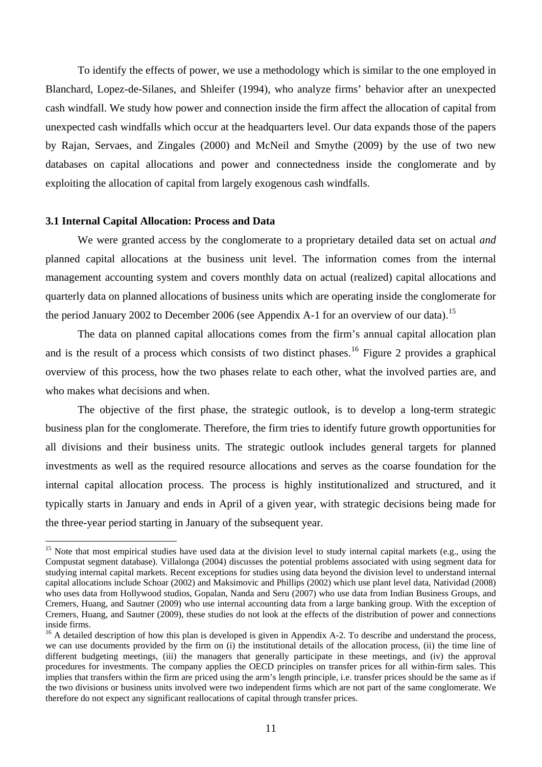To identify the effects of power, we use a methodology which is similar to the one employed in Blanchard, Lopez-de-Silanes, and Shleifer (1994), who analyze firms' behavior after an unexpected cash windfall. We study how power and connection inside the firm affect the allocation of capital from unexpected cash windfalls which occur at the headquarters level. Our data expands those of the papers by Rajan, Servaes, and Zingales (2000) and McNeil and Smythe (2009) by the use of two new databases on capital allocations and power and connectedness inside the conglomerate and by exploiting the allocation of capital from largely exogenous cash windfalls.

### 3.1 Internal Capital Allocation: Process and Data

We were granted access by the conglomerate to a proprietary detailed data set on actual *and* planned capital allocations at the business unit level. The information comes from the internal management accounting system and covers monthly data on actual (realized) capital allocations and quarterly data on planned allocations of business units which are operating inside the conglomerate for the period January 2002 to December 2006 (see Appendix A-1 for an overview of our data).[15]

The data on planned capital allocations comes from the firm's annual capital allocation plan and is the result of a process which consists of two distinct phases.[16] Figure 2 provides a graphical overview of this process, how the two phases relate to each other, what the involved parties are, and who makes what decisions and when.

The objective of the first phase, the strategic outlook, is to develop a long-term strategic business plan for the conglomerate. Therefore, the firm tries to identify future growth opportunities for all divisions and their business units. The strategic outlook includes general targets for planned investments as well as the required resource allocations and serves as the coarse foundation for the internal capital allocation process. The process is highly institutionalized and structured, and it typically starts in January and ends in April of a given year, with strategic decisions being made for the three-year period starting in January of the subsequent year.

---

[15] Note that most empirical studies have used data at the division level to study internal capital markets (e.g., using the Compustat segment database). Villalonga (2004) discusses the potential problems associated with using segment data for studying internal capital markets. Recent exceptions for studies using data beyond the division level to understand internal capital allocations include Schoar (2002) and Maksimovic and Phillips (2002) which use plant level data, Natividad (2008) who uses data from Hollywood studios, Gopalan, Nanda and Seru (2007) who use data from Indian Business Groups, and Cremers, Huang, and Sautner (2009) who use internal accounting data from a large banking group. With the exception of Cremers, Huang, and Sautner (2009), these studies do not look at the effects of the distribution of power and connections inside firms.

[16] A detailed description of how this plan is developed is given in Appendix A-2. To describe and understand the process, we can use documents provided by the firm on (i) the institutional details of the allocation process, (ii) the time line of different budgeting meetings, (iii) the managers that generally participate in these meetings, and (iv) the approval procedures for investments. The company applies the OECD principles on transfer prices for all within-firm sales. This implies that transfers within the firm are priced using the arm's length principle, i.e. transfer prices should be the same as if the two divisions or business units involved were two independent firms which are not part of the same conglomerate. We therefore do not expect any significant reallocations of capital through transfer prices.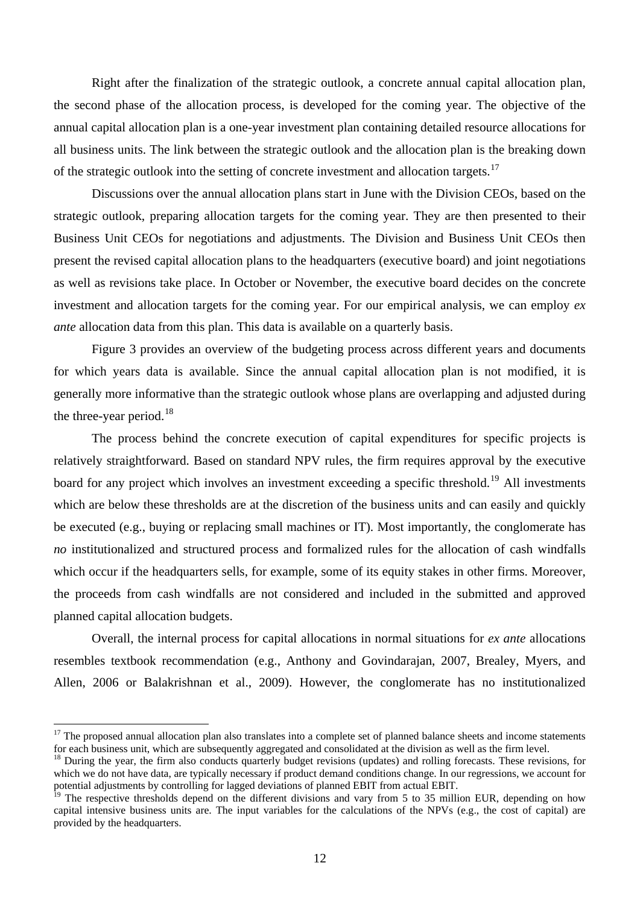Right after the finalization of the strategic outlook, a concrete annual capital allocation plan, the second phase of the allocation process, is developed for the coming year. The objective of the annual capital allocation plan is a one-year investment plan containing detailed resource allocations for all business units. The link between the strategic outlook and the allocation plan is the breaking down of the strategic outlook into the setting of concrete investment and allocation targets.[17]

Discussions over the annual allocation plans start in June with the Division CEOs, based on the strategic outlook, preparing allocation targets for the coming year. They are then presented to their Business Unit CEOs for negotiations and adjustments. The Division and Business Unit CEOs then present the revised capital allocation plans to the headquarters (executive board) and joint negotiations as well as revisions take place. In October or November, the executive board decides on the concrete investment and allocation targets for the coming year. For our empirical analysis, we can employ *ex ante* allocation data from this plan. This data is available on a quarterly basis.

Figure 3 provides an overview of the budgeting process across different years and documents for which years data is available. Since the annual capital allocation plan is not modified, it is generally more informative than the strategic outlook whose plans are overlapping and adjusted during the three-year period.[18]

The process behind the concrete execution of capital expenditures for specific projects is relatively straightforward. Based on standard NPV rules, the firm requires approval by the executive board for any project which involves an investment exceeding a specific threshold.[19] All investments which are below these thresholds are at the discretion of the business units and can easily and quickly be executed (e.g., buying or replacing small machines or IT). Most importantly, the conglomerate has *no* institutionalized and structured process and formalized rules for the allocation of cash windfalls which occur if the headquarters sells, for example, some of its equity stakes in other firms. Moreover, the proceeds from cash windfalls are not considered and included in the submitted and approved planned capital allocation budgets.

Overall, the internal process for capital allocations in normal situations for *ex ante* allocations resembles textbook recommendation (e.g., Anthony and Govindarajan, 2007, Brealey, Myers, and Allen, 2006 or Balakrishnan et al., 2009). However, the conglomerate has no institutionalized

---

[17] The proposed annual allocation plan also translates into a complete set of planned balance sheets and income statements for each business unit, which are subsequently aggregated and consolidated at the division as well as the firm level.

[18] During the year, the firm also conducts quarterly budget revisions (updates) and rolling forecasts. These revisions, for which we do not have data, are typically necessary if product demand conditions change. In our regressions, we account for potential adjustments by controlling for lagged deviations of planned EBIT from actual EBIT.

[19] The respective thresholds depend on the different divisions and vary from 5 to 35 million EUR, depending on how capital intensive business units are. The input variables for the calculations of the NPVs (e.g., the cost of capital) are provided by the headquarters.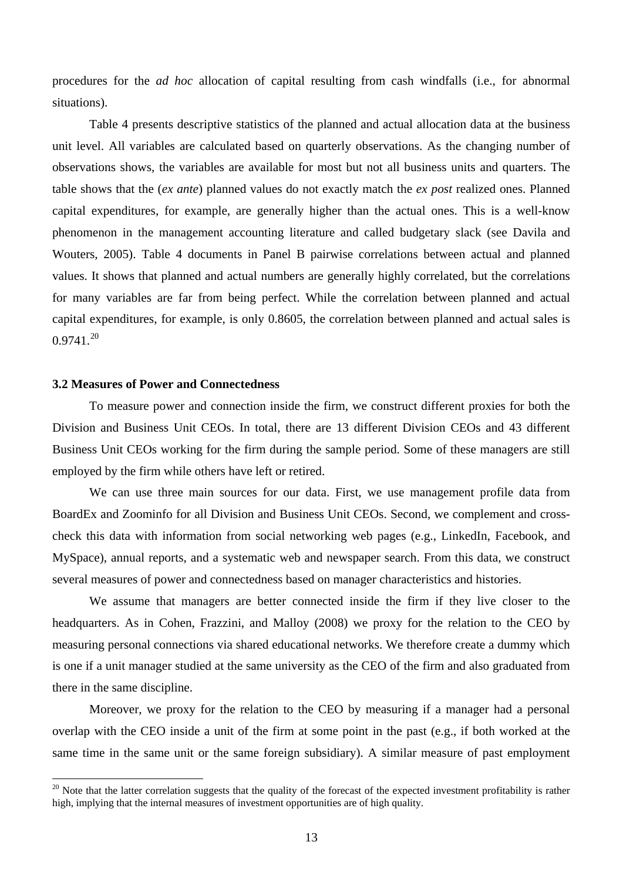procedures for the *ad hoc* allocation of capital resulting from cash windfalls (i.e., for abnormal situations).

Table 4 presents descriptive statistics of the planned and actual allocation data at the business unit level. All variables are calculated based on quarterly observations. As the changing number of observations shows, the variables are available for most but not all business units and quarters. The table shows that the (*ex ante*) planned values do not exactly match the *ex post* realized ones. Planned capital expenditures, for example, are generally higher than the actual ones. This is a well-know phenomenon in the management accounting literature and called budgetary slack (see Davila and Wouters, 2005). Table 4 documents in Panel B pairwise correlations between actual and planned values. It shows that planned and actual numbers are generally highly correlated, but the correlations for many variables are far from being perfect. While the correlation between planned and actual capital expenditures, for example, is only 0.8605, the correlation between planned and actual sales is 0.9741.[20]

### 3.2 Measures of Power and Connectedness

To measure power and connection inside the firm, we construct different proxies for both the Division and Business Unit CEOs. In total, there are 13 different Division CEOs and 43 different Business Unit CEOs working for the firm during the sample period. Some of these managers are still employed by the firm while others have left or retired.

We can use three main sources for our data. First, we use management profile data from BoardEx and Zoominfo for all Division and Business Unit CEOs. Second, we complement and cross-check this data with information from social networking web pages (e.g., LinkedIn, Facebook, and MySpace), annual reports, and a systematic web and newspaper search. From this data, we construct several measures of power and connectedness based on manager characteristics and histories.

We assume that managers are better connected inside the firm if they live closer to the headquarters. As in Cohen, Frazzini, and Malloy (2008) we proxy for the relation to the CEO by measuring personal connections via shared educational networks. We therefore create a dummy which is one if a unit manager studied at the same university as the CEO of the firm and also graduated from there in the same discipline.

Moreover, we proxy for the relation to the CEO by measuring if a manager had a personal overlap with the CEO inside a unit of the firm at some point in the past (e.g., if both worked at the same time in the same unit or the same foreign subsidiary). A similar measure of past employment

[20] Note that the latter correlation suggests that the quality of the forecast of the expected investment profitability is rather high, implying that the internal measures of investment opportunities are of high quality.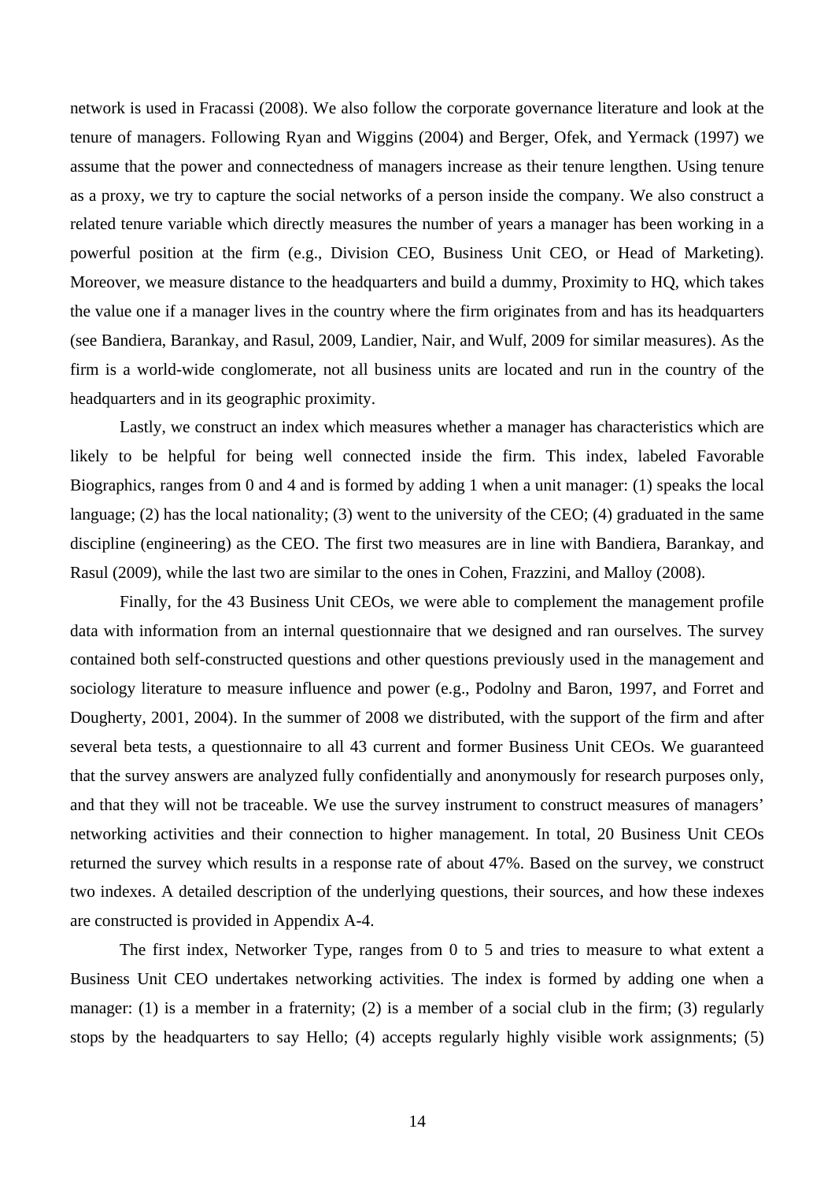network is used in Fracassi (2008). We also follow the corporate governance literature and look at the tenure of managers. Following Ryan and Wiggins (2004) and Berger, Ofek, and Yermack (1997) we assume that the power and connectedness of managers increase as their tenure lengthen. Using tenure as a proxy, we try to capture the social networks of a person inside the company. We also construct a related tenure variable which directly measures the number of years a manager has been working in a powerful position at the firm (e.g., Division CEO, Business Unit CEO, or Head of Marketing). Moreover, we measure distance to the headquarters and build a dummy, Proximity to HQ, which takes the value one if a manager lives in the country where the firm originates from and has its headquarters (see Bandiera, Barankay, and Rasul, 2009, Landier, Nair, and Wulf, 2009 for similar measures). As the firm is a world-wide conglomerate, not all business units are located and run in the country of the headquarters and in its geographic proximity.

Lastly, we construct an index which measures whether a manager has characteristics which are likely to be helpful for being well connected inside the firm. This index, labeled Favorable Biographics, ranges from 0 and 4 and is formed by adding 1 when a unit manager: (1) speaks the local language; (2) has the local nationality; (3) went to the university of the CEO; (4) graduated in the same discipline (engineering) as the CEO. The first two measures are in line with Bandiera, Barankay, and Rasul (2009), while the last two are similar to the ones in Cohen, Frazzini, and Malloy (2008).

Finally, for the 43 Business Unit CEOs, we were able to complement the management profile data with information from an internal questionnaire that we designed and ran ourselves. The survey contained both self-constructed questions and other questions previously used in the management and sociology literature to measure influence and power (e.g., Podolny and Baron, 1997, and Forret and Dougherty, 2001, 2004). In the summer of 2008 we distributed, with the support of the firm and after several beta tests, a questionnaire to all 43 current and former Business Unit CEOs. We guaranteed that the survey answers are analyzed fully confidentially and anonymously for research purposes only, and that they will not be traceable. We use the survey instrument to construct measures of managers' networking activities and their connection to higher management. In total, 20 Business Unit CEOs returned the survey which results in a response rate of about 47%. Based on the survey, we construct two indexes. A detailed description of the underlying questions, their sources, and how these indexes are constructed is provided in Appendix A-4.

The first index, Networker Type, ranges from 0 to 5 and tries to measure to what extent a Business Unit CEO undertakes networking activities. The index is formed by adding one when a manager: (1) is a member in a fraternity; (2) is a member of a social club in the firm; (3) regularly stops by the headquarters to say Hello; (4) accepts regularly highly visible work assignments; (5)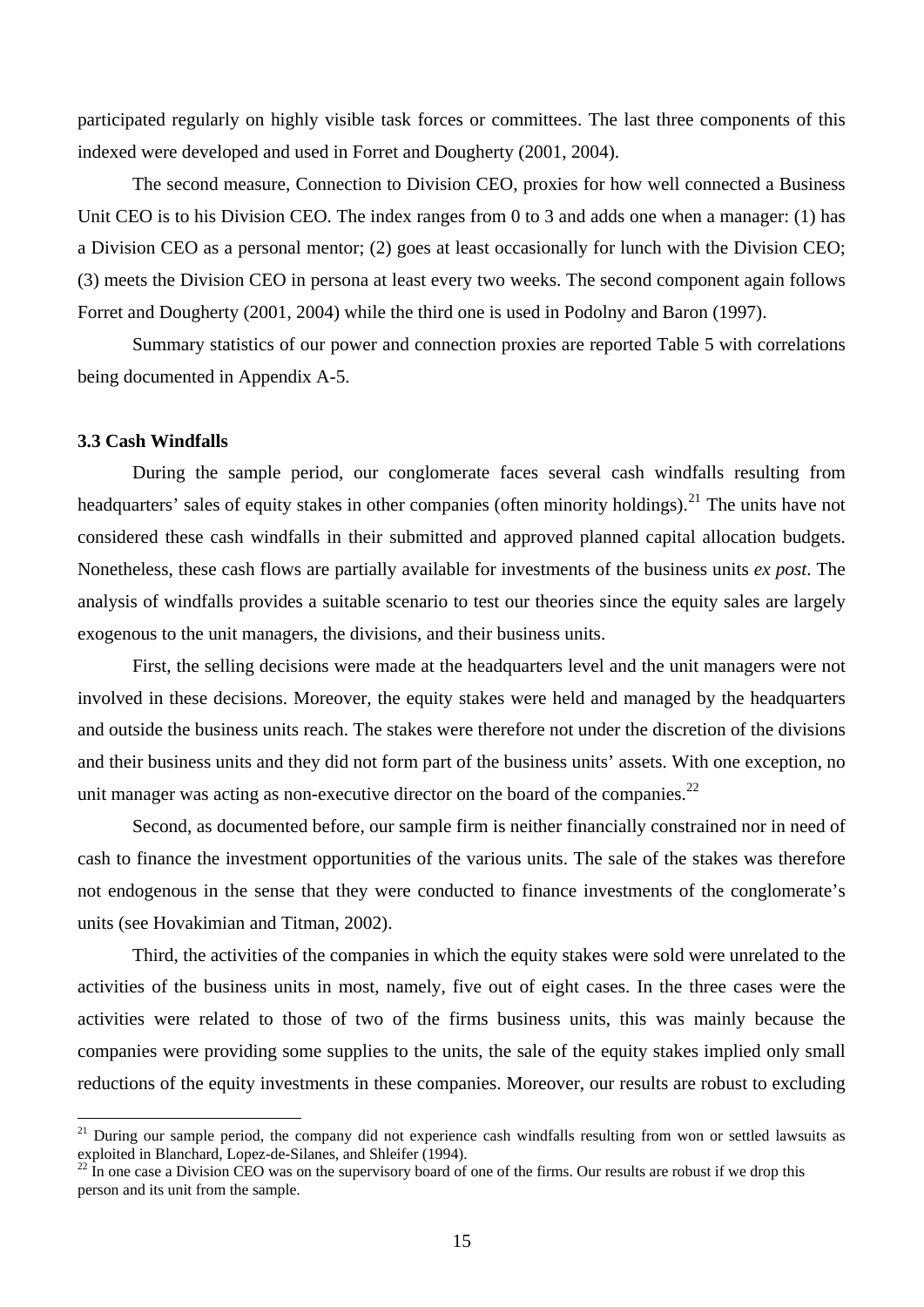participated regularly on highly visible task forces or committees. The last three components of this indexed were developed and used in Forret and Dougherty (2001, 2004).

The second measure, Connection to Division CEO, proxies for how well connected a Business Unit CEO is to his Division CEO. The index ranges from 0 to 3 and adds one when a manager: (1) has a Division CEO as a personal mentor; (2) goes at least occasionally for lunch with the Division CEO; (3) meets the Division CEO in persona at least every two weeks. The second component again follows Forret and Dougherty (2001, 2004) while the third one is used in Podolny and Baron (1997).

Summary statistics of our power and connection proxies are reported Table 5 with correlations being documented in Appendix A-5.

### 3.3 Cash Windfalls

During the sample period, our conglomerate faces several cash windfalls resulting from headquarters' sales of equity stakes in other companies (often minority holdings).[21] The units have not considered these cash windfalls in their submitted and approved planned capital allocation budgets. Nonetheless, these cash flows are partially available for investments of the business units *ex post*. The analysis of windfalls provides a suitable scenario to test our theories since the equity sales are largely exogenous to the unit managers, the divisions, and their business units.

First, the selling decisions were made at the headquarters level and the unit managers were not involved in these decisions. Moreover, the equity stakes were held and managed by the headquarters and outside the business units reach. The stakes were therefore not under the discretion of the divisions and their business units and they did not form part of the business units' assets. With one exception, no unit manager was acting as non-executive director on the board of the companies.[22]

Second, as documented before, our sample firm is neither financially constrained nor in need of cash to finance the investment opportunities of the various units. The sale of the stakes was therefore not endogenous in the sense that they were conducted to finance investments of the conglomerate's units (see Hovakimian and Titman, 2002).

Third, the activities of the companies in which the equity stakes were sold were unrelated to the activities of the business units in most, namely, five out of eight cases. In the three cases were the activities were related to those of two of the firms business units, this was mainly because the companies were providing some supplies to the units, the sale of the equity stakes implied only small reductions of the equity investments in these companies. Moreover, our results are robust to excluding

---

[21] During our sample period, the company did not experience cash windfalls resulting from won or settled lawsuits as exploited in Blanchard, Lopez-de-Silanes, and Shleifer (1994).

[22] In one case a Division CEO was on the supervisory board of one of the firms. Our results are robust if we drop this person and its unit from the sample.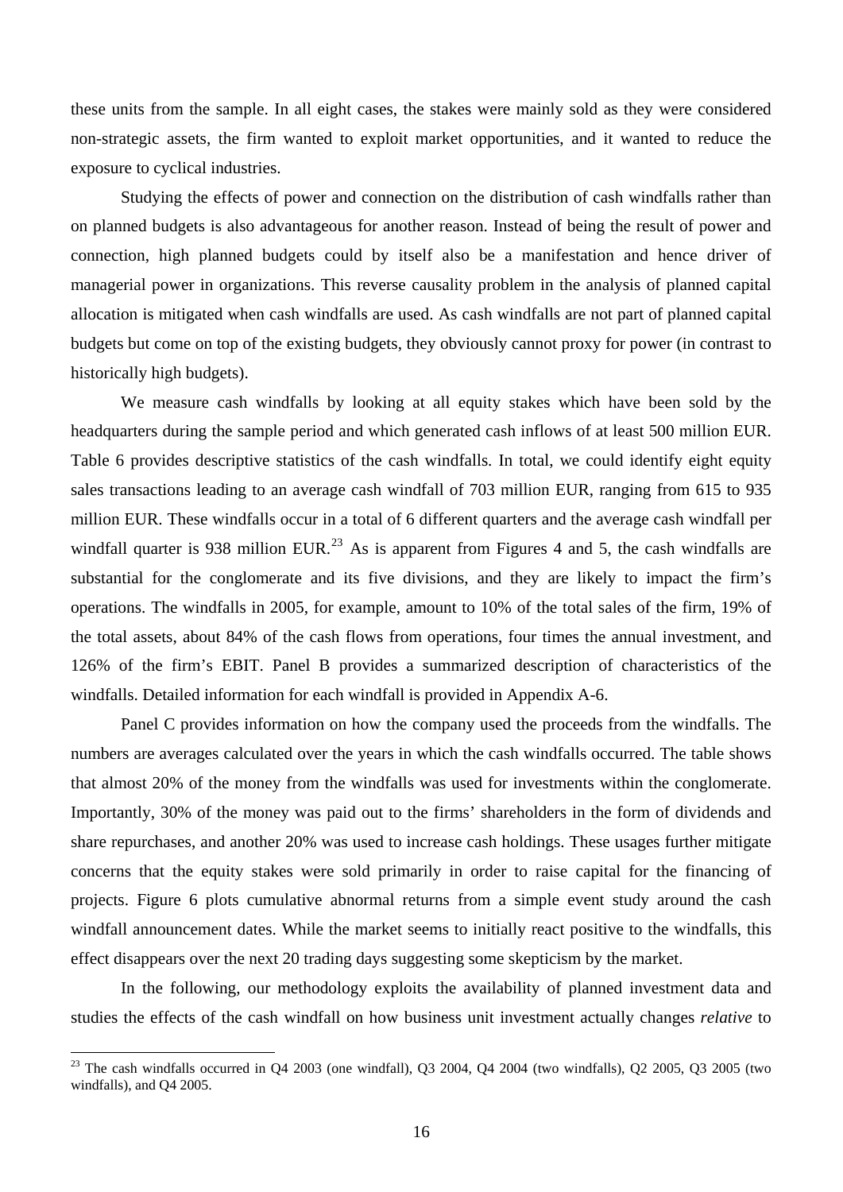these units from the sample. In all eight cases, the stakes were mainly sold as they were considered non-strategic assets, the firm wanted to exploit market opportunities, and it wanted to reduce the exposure to cyclical industries.

Studying the effects of power and connection on the distribution of cash windfalls rather than on planned budgets is also advantageous for another reason. Instead of being the result of power and connection, high planned budgets could by itself also be a manifestation and hence driver of managerial power in organizations. This reverse causality problem in the analysis of planned capital allocation is mitigated when cash windfalls are used. As cash windfalls are not part of planned capital budgets but come on top of the existing budgets, they obviously cannot proxy for power (in contrast to historically high budgets).

We measure cash windfalls by looking at all equity stakes which have been sold by the headquarters during the sample period and which generated cash inflows of at least 500 million EUR. Table 6 provides descriptive statistics of the cash windfalls. In total, we could identify eight equity sales transactions leading to an average cash windfall of 703 million EUR, ranging from 615 to 935 million EUR. These windfalls occur in a total of 6 different quarters and the average cash windfall per windfall quarter is 938 million EUR.[23] As is apparent from Figures 4 and 5, the cash windfalls are substantial for the conglomerate and its five divisions, and they are likely to impact the firm's operations. The windfalls in 2005, for example, amount to 10% of the total sales of the firm, 19% of the total assets, about 84% of the cash flows from operations, four times the annual investment, and 126% of the firm's EBIT. Panel B provides a summarized description of characteristics of the windfalls. Detailed information for each windfall is provided in Appendix A-6.

Panel C provides information on how the company used the proceeds from the windfalls. The numbers are averages calculated over the years in which the cash windfalls occurred. The table shows that almost 20% of the money from the windfalls was used for investments within the conglomerate. Importantly, 30% of the money was paid out to the firms' shareholders in the form of dividends and share repurchases, and another 20% was used to increase cash holdings. These usages further mitigate concerns that the equity stakes were sold primarily in order to raise capital for the financing of projects. Figure 6 plots cumulative abnormal returns from a simple event study around the cash windfall announcement dates. While the market seems to initially react positive to the windfalls, this effect disappears over the next 20 trading days suggesting some skepticism by the market.

In the following, our methodology exploits the availability of planned investment data and studies the effects of the cash windfall on how business unit investment actually changes *relative* to

[23] The cash windfalls occurred in Q4 2003 (one windfall), Q3 2004, Q4 2004 (two windfalls), Q2 2005, Q3 2005 (two windfalls), and Q4 2005.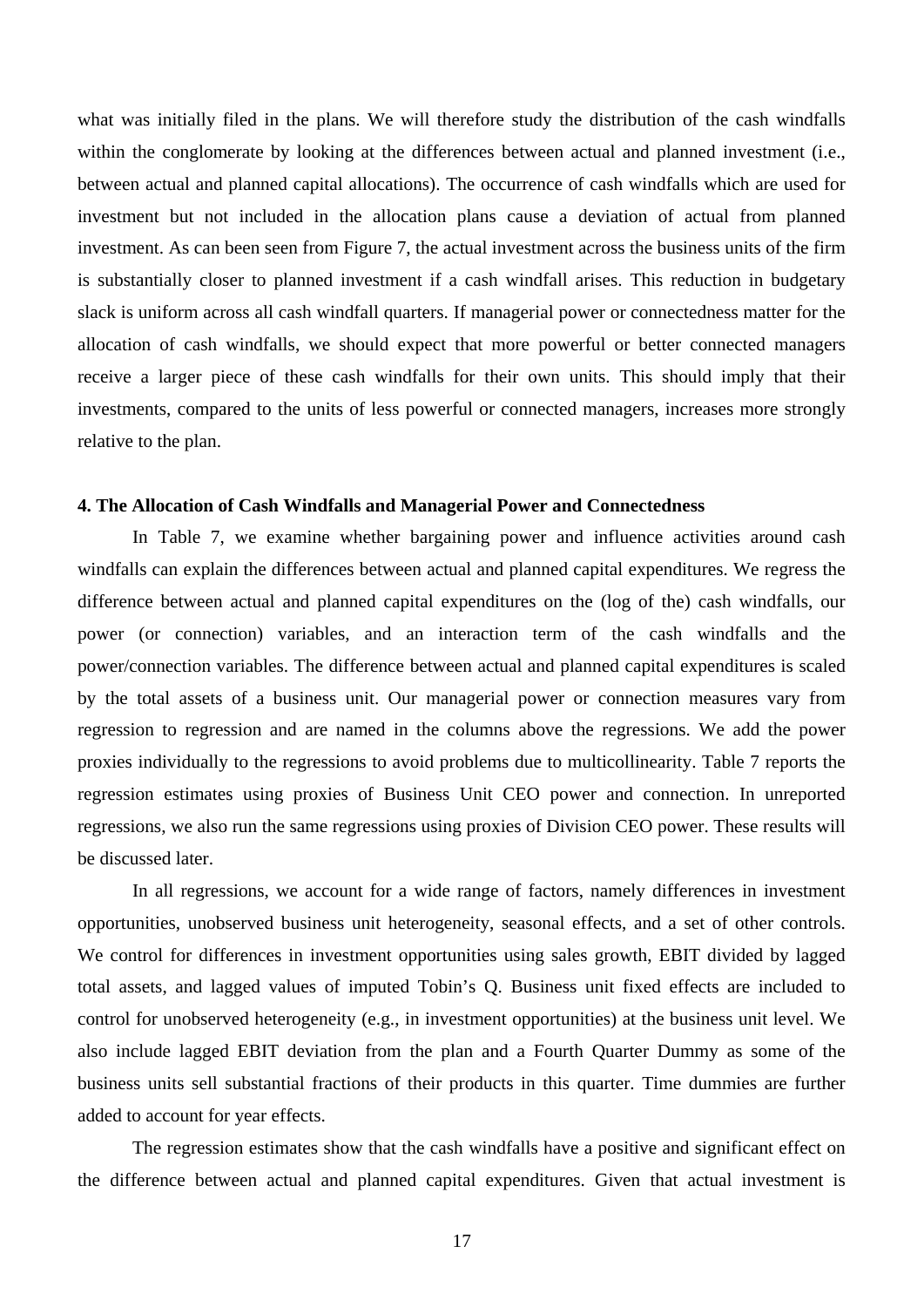what was initially filed in the plans. We will therefore study the distribution of the cash windfalls within the conglomerate by looking at the differences between actual and planned investment (i.e., between actual and planned capital allocations). The occurrence of cash windfalls which are used for investment but not included in the allocation plans cause a deviation of actual from planned investment. As can been seen from Figure 7, the actual investment across the business units of the firm is substantially closer to planned investment if a cash windfall arises. This reduction in budgetary slack is uniform across all cash windfall quarters. If managerial power or connectedness matter for the allocation of cash windfalls, we should expect that more powerful or better connected managers receive a larger piece of these cash windfalls for their own units. This should imply that their investments, compared to the units of less powerful or connected managers, increases more strongly relative to the plan.

**4. The Allocation of Cash Windfalls and Managerial Power and Connectedness**

In Table 7, we examine whether bargaining power and influence activities around cash windfalls can explain the differences between actual and planned capital expenditures. We regress the difference between actual and planned capital expenditures on the (log of the) cash windfalls, our power (or connection) variables, and an interaction term of the cash windfalls and the power/connection variables. The difference between actual and planned capital expenditures is scaled by the total assets of a business unit. Our managerial power or connection measures vary from regression to regression and are named in the columns above the regressions. We add the power proxies individually to the regressions to avoid problems due to multicollinearity. Table 7 reports the regression estimates using proxies of Business Unit CEO power and connection. In unreported regressions, we also run the same regressions using proxies of Division CEO power. These results will be discussed later.

In all regressions, we account for a wide range of factors, namely differences in investment opportunities, unobserved business unit heterogeneity, seasonal effects, and a set of other controls. We control for differences in investment opportunities using sales growth, EBIT divided by lagged total assets, and lagged values of imputed Tobin's Q. Business unit fixed effects are included to control for unobserved heterogeneity (e.g., in investment opportunities) at the business unit level. We also include lagged EBIT deviation from the plan and a Fourth Quarter Dummy as some of the business units sell substantial fractions of their products in this quarter. Time dummies are further added to account for year effects.

The regression estimates show that the cash windfalls have a positive and significant effect on the difference between actual and planned capital expenditures. Given that actual investment is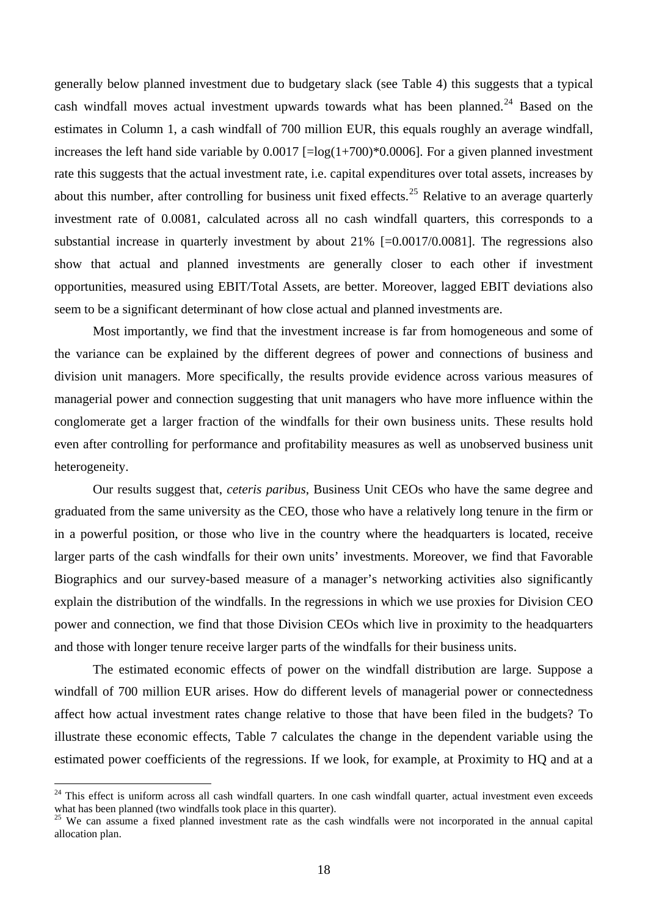generally below planned investment due to budgetary slack (see Table 4) this suggests that a typical cash windfall moves actual investment upwards towards what has been planned.[24] Based on the estimates in Column 1, a cash windfall of 700 million EUR, this equals roughly an average windfall, increases the left hand side variable by 0.0017 [=log(1+700)*0.0006]. For a given planned investment rate this suggests that the actual investment rate, i.e. capital expenditures over total assets, increases by about this number, after controlling for business unit fixed effects.[25] Relative to an average quarterly investment rate of 0.0081, calculated across all no cash windfall quarters, this corresponds to a substantial increase in quarterly investment by about 21% [=0.0017/0.0081]. The regressions also show that actual and planned investments are generally closer to each other if investment opportunities, measured using EBIT/Total Assets, are better. Moreover, lagged EBIT deviations also seem to be a significant determinant of how close actual and planned investments are.

Most importantly, we find that the investment increase is far from homogeneous and some of the variance can be explained by the different degrees of power and connections of business and division unit managers. More specifically, the results provide evidence across various measures of managerial power and connection suggesting that unit managers who have more influence within the conglomerate get a larger fraction of the windfalls for their own business units. These results hold even after controlling for performance and profitability measures as well as unobserved business unit heterogeneity.

Our results suggest that, *ceteris paribus*, Business Unit CEOs who have the same degree and graduated from the same university as the CEO, those who have a relatively long tenure in the firm or in a powerful position, or those who live in the country where the headquarters is located, receive larger parts of the cash windfalls for their own units' investments. Moreover, we find that Favorable Biographics and our survey-based measure of a manager's networking activities also significantly explain the distribution of the windfalls. In the regressions in which we use proxies for Division CEO power and connection, we find that those Division CEOs which live in proximity to the headquarters and those with longer tenure receive larger parts of the windfalls for their business units.

The estimated economic effects of power on the windfall distribution are large. Suppose a windfall of 700 million EUR arises. How do different levels of managerial power or connectedness affect how actual investment rates change relative to those that have been filed in the budgets? To illustrate these economic effects, Table 7 calculates the change in the dependent variable using the estimated power coefficients of the regressions. If we look, for example, at Proximity to HQ and at a

---

[24] This effect is uniform across all cash windfall quarters. In one cash windfall quarter, actual investment even exceeds what has been planned (two windfalls took place in this quarter).

[25] We can assume a fixed planned investment rate as the cash windfalls were not incorporated in the annual capital allocation plan.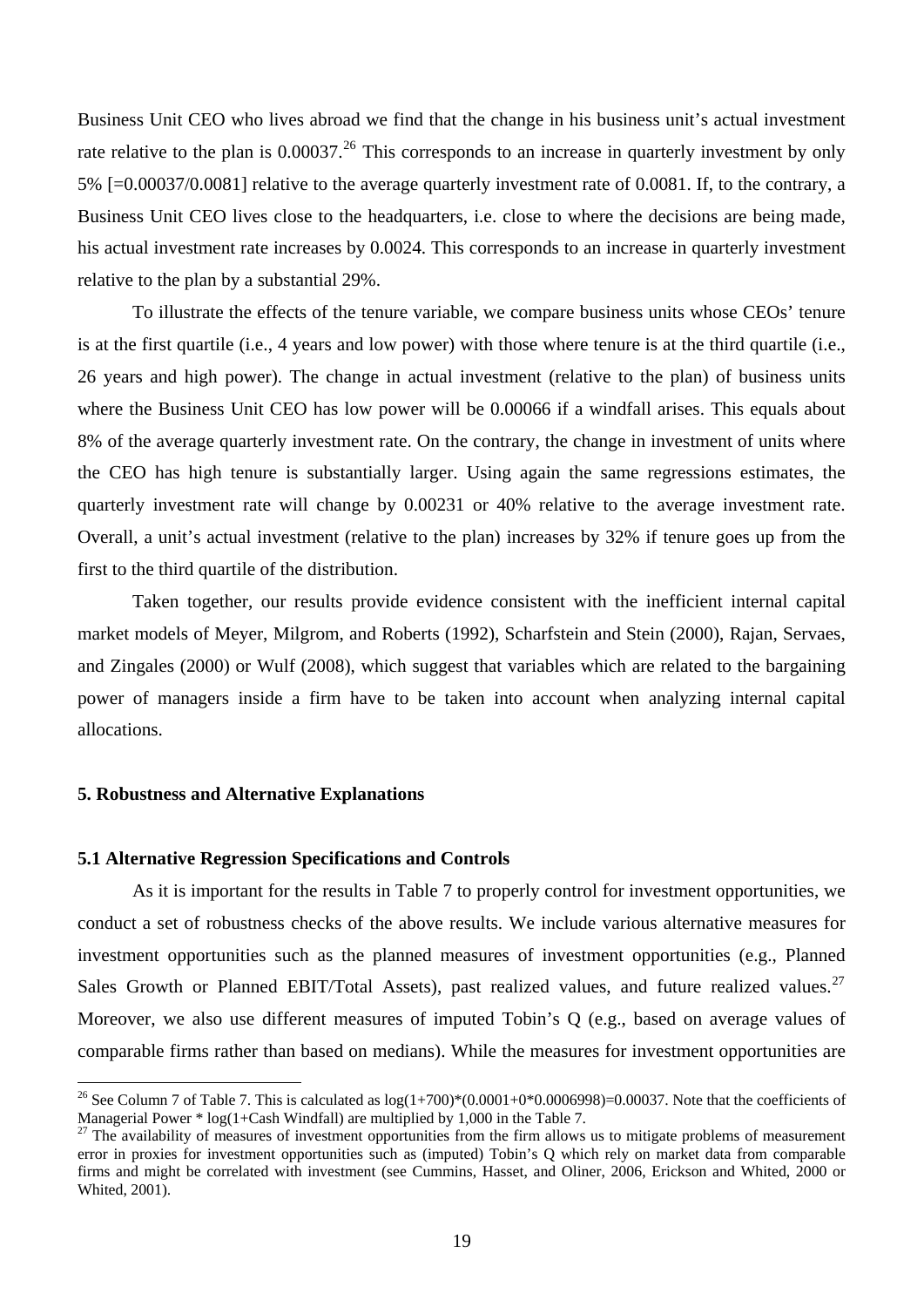Business Unit CEO who lives abroad we find that the change in his business unit's actual investment rate relative to the plan is 0.00037.[26] This corresponds to an increase in quarterly investment by only 5% [=0.00037/0.0081] relative to the average quarterly investment rate of 0.0081. If, to the contrary, a Business Unit CEO lives close to the headquarters, i.e. close to where the decisions are being made, his actual investment rate increases by 0.0024. This corresponds to an increase in quarterly investment relative to the plan by a substantial 29%.

To illustrate the effects of the tenure variable, we compare business units whose CEOs' tenure is at the first quartile (i.e., 4 years and low power) with those where tenure is at the third quartile (i.e., 26 years and high power). The change in actual investment (relative to the plan) of business units where the Business Unit CEO has low power will be 0.00066 if a windfall arises. This equals about 8% of the average quarterly investment rate. On the contrary, the change in investment of units where the CEO has high tenure is substantially larger. Using again the same regressions estimates, the quarterly investment rate will change by 0.00231 or 40% relative to the average investment rate. Overall, a unit's actual investment (relative to the plan) increases by 32% if tenure goes up from the first to the third quartile of the distribution.

Taken together, our results provide evidence consistent with the inefficient internal capital market models of Meyer, Milgrom, and Roberts (1992), Scharfstein and Stein (2000), Rajan, Servaes, and Zingales (2000) or Wulf (2008), which suggest that variables which are related to the bargaining power of managers inside a firm have to be taken into account when analyzing internal capital allocations.

## 5. Robustness and Alternative Explanations

### 5.1 Alternative Regression Specifications and Controls

As it is important for the results in Table 7 to properly control for investment opportunities, we conduct a set of robustness checks of the above results. We include various alternative measures for investment opportunities such as the planned measures of investment opportunities (e.g., Planned Sales Growth or Planned EBIT/Total Assets), past realized values, and future realized values.[27] Moreover, we also use different measures of imputed Tobin's Q (e.g., based on average values of comparable firms rather than based on medians). While the measures for investment opportunities are

---

[26] See Column 7 of Table 7. This is calculated as $\log(1+700)*(0.0001+0*0.0006998)=0.00037$. Note that the coefficients of Managerial Power * log(1+Cash Windfall) are multiplied by 1,000 in the Table 7.

[27] The availability of measures of investment opportunities from the firm allows us to mitigate problems of measurement error in proxies for investment opportunities such as (imputed) Tobin's Q which rely on market data from comparable firms and might be correlated with investment (see Cummins, Hasset, and Oliner, 2006, Erickson and Whited, 2000 or Whited, 2001).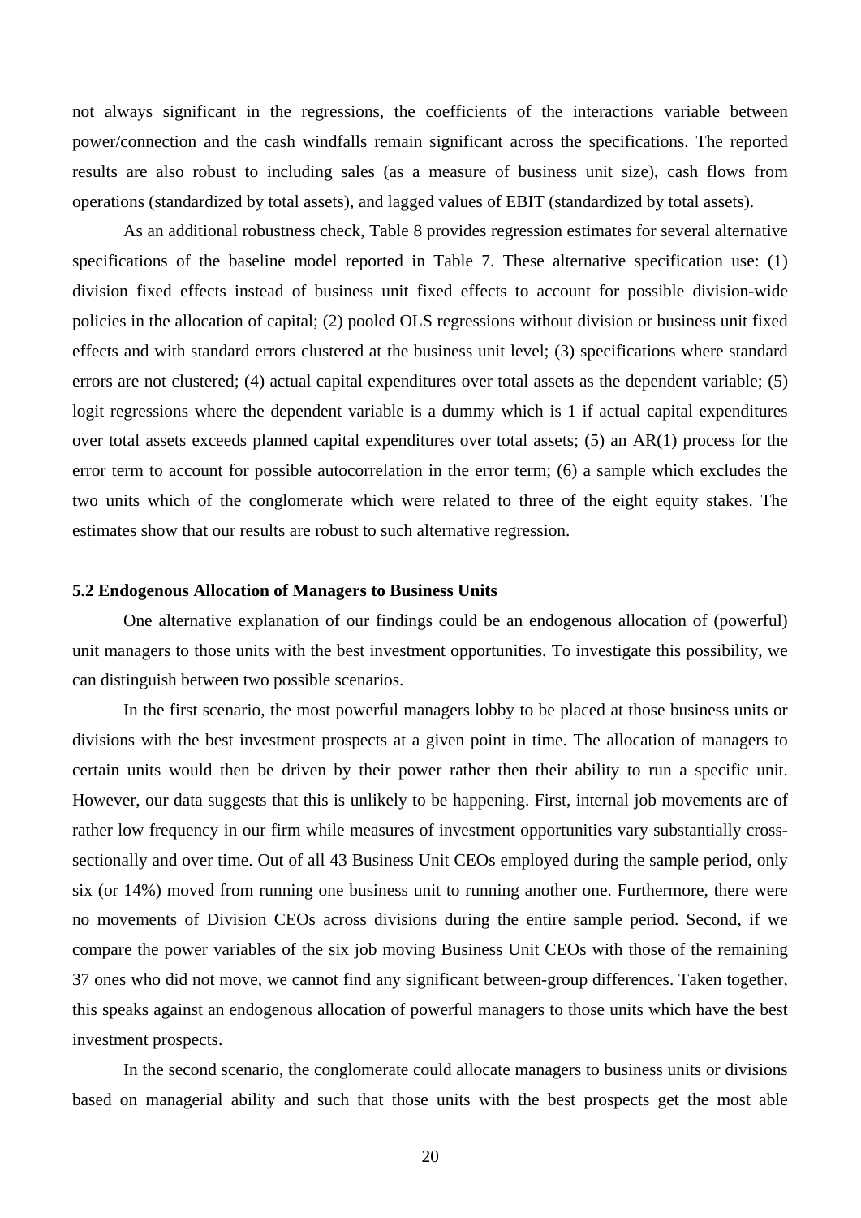not always significant in the regressions, the coefficients of the interactions variable between power/connection and the cash windfalls remain significant across the specifications. The reported results are also robust to including sales (as a measure of business unit size), cash flows from operations (standardized by total assets), and lagged values of EBIT (standardized by total assets).

As an additional robustness check, Table 8 provides regression estimates for several alternative specifications of the baseline model reported in Table 7. These alternative specification use: (1) division fixed effects instead of business unit fixed effects to account for possible division-wide policies in the allocation of capital; (2) pooled OLS regressions without division or business unit fixed effects and with standard errors clustered at the business unit level; (3) specifications where standard errors are not clustered; (4) actual capital expenditures over total assets as the dependent variable; (5) logit regressions where the dependent variable is a dummy which is 1 if actual capital expenditures over total assets exceeds planned capital expenditures over total assets; (5) an AR(1) process for the error term to account for possible autocorrelation in the error term; (6) a sample which excludes the two units which of the conglomerate which were related to three of the eight equity stakes. The estimates show that our results are robust to such alternative regression.

### 5.2 Endogenous Allocation of Managers to Business Units

One alternative explanation of our findings could be an endogenous allocation of (powerful) unit managers to those units with the best investment opportunities. To investigate this possibility, we can distinguish between two possible scenarios.

In the first scenario, the most powerful managers lobby to be placed at those business units or divisions with the best investment prospects at a given point in time. The allocation of managers to certain units would then be driven by their power rather then their ability to run a specific unit. However, our data suggests that this is unlikely to be happening. First, internal job movements are of rather low frequency in our firm while measures of investment opportunities vary substantially cross-sectionally and over time. Out of all 43 Business Unit CEOs employed during the sample period, only six (or 14%) moved from running one business unit to running another one. Furthermore, there were no movements of Division CEOs across divisions during the entire sample period. Second, if we compare the power variables of the six job moving Business Unit CEOs with those of the remaining 37 ones who did not move, we cannot find any significant between-group differences. Taken together, this speaks against an endogenous allocation of powerful managers to those units which have the best investment prospects.

In the second scenario, the conglomerate could allocate managers to business units or divisions based on managerial ability and such that those units with the best prospects get the most able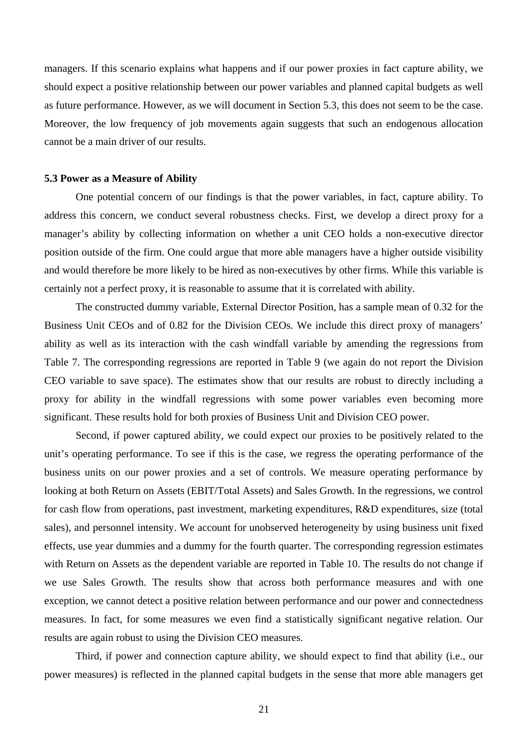managers. If this scenario explains what happens and if our power proxies in fact capture ability, we should expect a positive relationship between our power variables and planned capital budgets as well as future performance. However, as we will document in Section 5.3, this does not seem to be the case. Moreover, the low frequency of job movements again suggests that such an endogenous allocation cannot be a main driver of our results.

### 5.3 Power as a Measure of Ability

One potential concern of our findings is that the power variables, in fact, capture ability. To address this concern, we conduct several robustness checks. First, we develop a direct proxy for a manager's ability by collecting information on whether a unit CEO holds a non-executive director position outside of the firm. One could argue that more able managers have a higher outside visibility and would therefore be more likely to be hired as non-executives by other firms. While this variable is certainly not a perfect proxy, it is reasonable to assume that it is correlated with ability.

The constructed dummy variable, External Director Position, has a sample mean of 0.32 for the Business Unit CEOs and of 0.82 for the Division CEOs. We include this direct proxy of managers' ability as well as its interaction with the cash windfall variable by amending the regressions from Table 7. The corresponding regressions are reported in Table 9 (we again do not report the Division CEO variable to save space). The estimates show that our results are robust to directly including a proxy for ability in the windfall regressions with some power variables even becoming more significant. These results hold for both proxies of Business Unit and Division CEO power.

Second, if power captured ability, we could expect our proxies to be positively related to the unit's operating performance. To see if this is the case, we regress the operating performance of the business units on our power proxies and a set of controls. We measure operating performance by looking at both Return on Assets (EBIT/Total Assets) and Sales Growth. In the regressions, we control for cash flow from operations, past investment, marketing expenditures, R&D expenditures, size (total sales), and personnel intensity. We account for unobserved heterogeneity by using business unit fixed effects, use year dummies and a dummy for the fourth quarter. The corresponding regression estimates with Return on Assets as the dependent variable are reported in Table 10. The results do not change if we use Sales Growth. The results show that across both performance measures and with one exception, we cannot detect a positive relation between performance and our power and connectedness measures. In fact, for some measures we even find a statistically significant negative relation. Our results are again robust to using the Division CEO measures.

Third, if power and connection capture ability, we should expect to find that ability (i.e., our power measures) is reflected in the planned capital budgets in the sense that more able managers get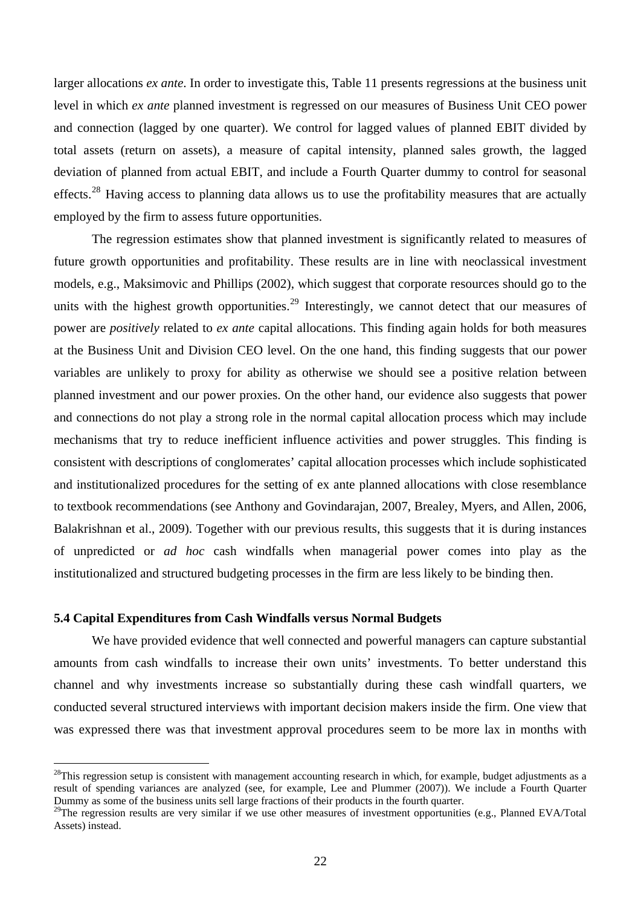larger allocations *ex ante*. In order to investigate this, Table 11 presents regressions at the business unit level in which *ex ante* planned investment is regressed on our measures of Business Unit CEO power and connection (lagged by one quarter). We control for lagged values of planned EBIT divided by total assets (return on assets), a measure of capital intensity, planned sales growth, the lagged deviation of planned from actual EBIT, and include a Fourth Quarter dummy to control for seasonal effects.[28] Having access to planning data allows us to use the profitability measures that are actually employed by the firm to assess future opportunities.

The regression estimates show that planned investment is significantly related to measures of future growth opportunities and profitability. These results are in line with neoclassical investment models, e.g., Maksimovic and Phillips (2002), which suggest that corporate resources should go to the units with the highest growth opportunities.[29] Interestingly, we cannot detect that our measures of power are *positively* related to *ex ante* capital allocations. This finding again holds for both measures at the Business Unit and Division CEO level. On the one hand, this finding suggests that our power variables are unlikely to proxy for ability as otherwise we should see a positive relation between planned investment and our power proxies. On the other hand, our evidence also suggests that power and connections do not play a strong role in the normal capital allocation process which may include mechanisms that try to reduce inefficient influence activities and power struggles. This finding is consistent with descriptions of conglomerates' capital allocation processes which include sophisticated and institutionalized procedures for the setting of ex ante planned allocations with close resemblance to textbook recommendations (see Anthony and Govindarajan, 2007, Brealey, Myers, and Allen, 2006, Balakrishnan et al., 2009). Together with our previous results, this suggests that it is during instances of unpredicted or *ad hoc* cash windfalls when managerial power comes into play as the institutionalized and structured budgeting processes in the firm are less likely to be binding then.

### 5.4 Capital Expenditures from Cash Windfalls versus Normal Budgets

We have provided evidence that well connected and powerful managers can capture substantial amounts from cash windfalls to increase their own units' investments. To better understand this channel and why investments increase so substantially during these cash windfall quarters, we conducted several structured interviews with important decision makers inside the firm. One view that was expressed there was that investment approval procedures seem to be more lax in months with

---

[28] This regression setup is consistent with management accounting research in which, for example, budget adjustments as a result of spending variances are analyzed (see, for example, Lee and Plummer (2007)). We include a Fourth Quarter Dummy as some of the business units sell large fractions of their products in the fourth quarter.

[29] The regression results are very similar if we use other measures of investment opportunities (e.g., Planned EVA/Total Assets) instead.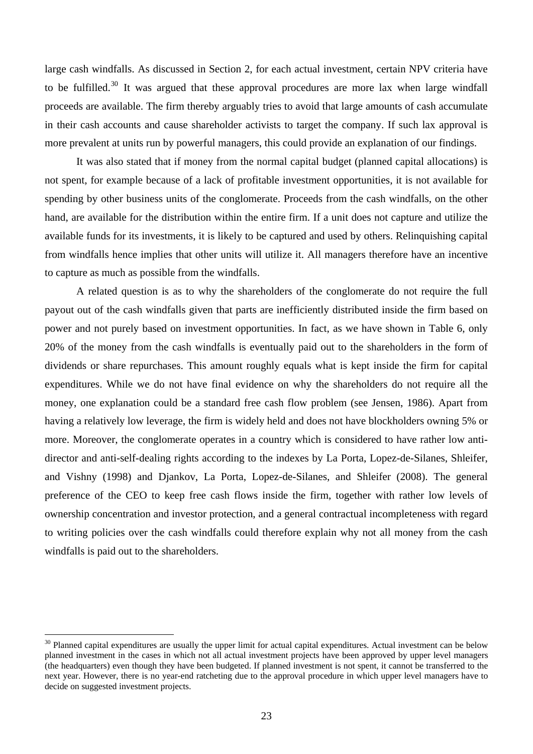large cash windfalls. As discussed in Section 2, for each actual investment, certain NPV criteria have to be fulfilled.[30] It was argued that these approval procedures are more lax when large windfall proceeds are available. The firm thereby arguably tries to avoid that large amounts of cash accumulate in their cash accounts and cause shareholder activists to target the company. If such lax approval is more prevalent at units run by powerful managers, this could provide an explanation of our findings.

It was also stated that if money from the normal capital budget (planned capital allocations) is not spent, for example because of a lack of profitable investment opportunities, it is not available for spending by other business units of the conglomerate. Proceeds from the cash windfalls, on the other hand, are available for the distribution within the entire firm. If a unit does not capture and utilize the available funds for its investments, it is likely to be captured and used by others. Relinquishing capital from windfalls hence implies that other units will utilize it. All managers therefore have an incentive to capture as much as possible from the windfalls.

A related question is as to why the shareholders of the conglomerate do not require the full payout out of the cash windfalls given that parts are inefficiently distributed inside the firm based on power and not purely based on investment opportunities. In fact, as we have shown in Table 6, only 20% of the money from the cash windfalls is eventually paid out to the shareholders in the form of dividends or share repurchases. This amount roughly equals what is kept inside the firm for capital expenditures. While we do not have final evidence on why the shareholders do not require all the money, one explanation could be a standard free cash flow problem (see Jensen, 1986). Apart from having a relatively low leverage, the firm is widely held and does not have blockholders owning 5% or more. Moreover, the conglomerate operates in a country which is considered to have rather low anti-director and anti-self-dealing rights according to the indexes by La Porta, Lopez-de-Silanes, Shleifer, and Vishny (1998) and Djankov, La Porta, Lopez-de-Silanes, and Shleifer (2008). The general preference of the CEO to keep free cash flows inside the firm, together with rather low levels of ownership concentration and investor protection, and a general contractual incompleteness with regard to writing policies over the cash windfalls could therefore explain why not all money from the cash windfalls is paid out to the shareholders.

[30] Planned capital expenditures are usually the upper limit for actual capital expenditures. Actual investment can be below planned investment in the cases in which not all actual investment projects have been approved by upper level managers (the headquarters) even though they have been budgeted. If planned investment is not spent, it cannot be transferred to the next year. However, there is no year-end ratcheting due to the approval procedure in which upper level managers have to decide on suggested investment projects.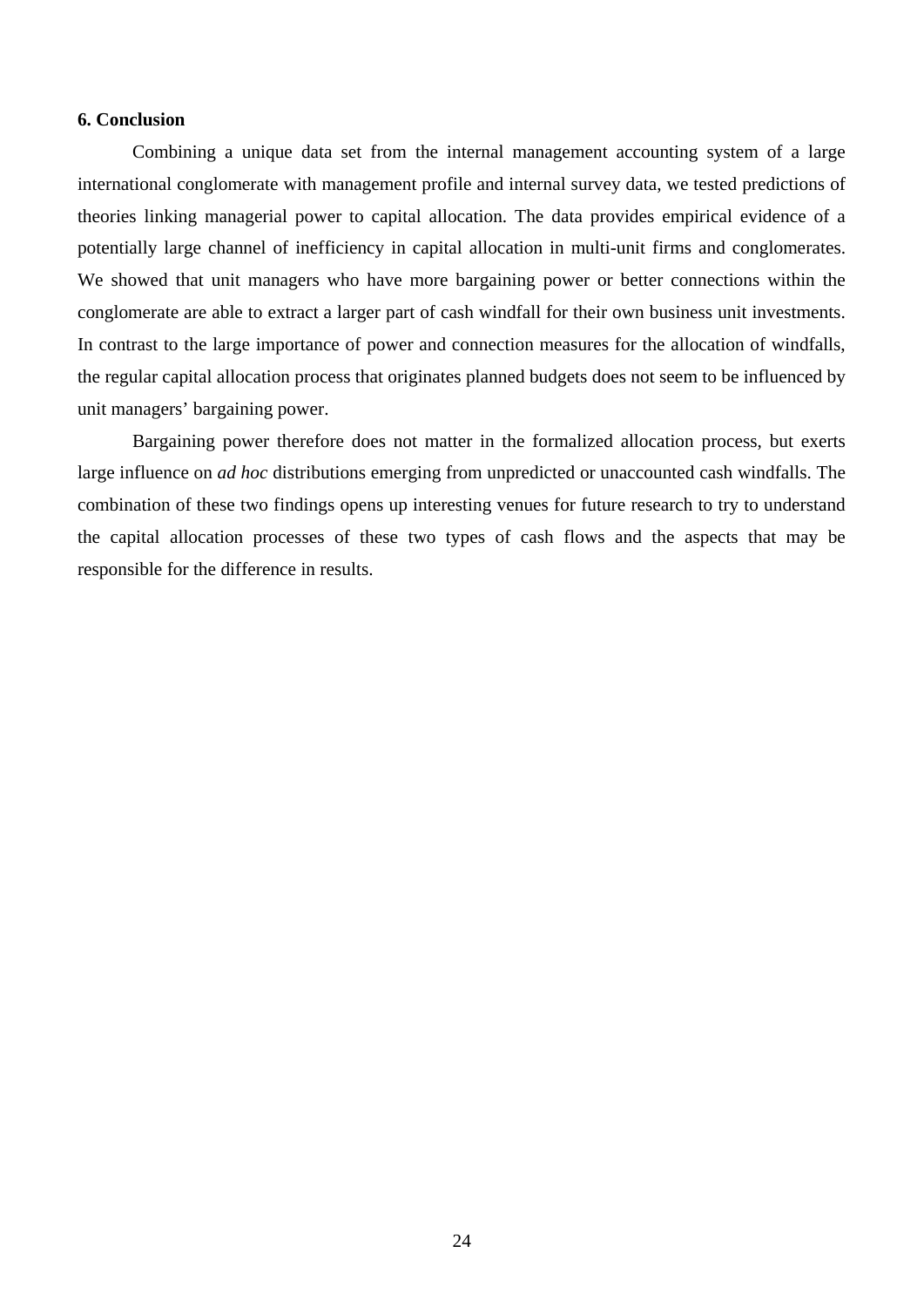## 6. Conclusion

Combining a unique data set from the internal management accounting system of a large international conglomerate with management profile and internal survey data, we tested predictions of theories linking managerial power to capital allocation. The data provides empirical evidence of a potentially large channel of inefficiency in capital allocation in multi-unit firms and conglomerates. We showed that unit managers who have more bargaining power or better connections within the conglomerate are able to extract a larger part of cash windfall for their own business unit investments. In contrast to the large importance of power and connection measures for the allocation of windfalls, the regular capital allocation process that originates planned budgets does not seem to be influenced by unit managers' bargaining power.

Bargaining power therefore does not matter in the formalized allocation process, but exerts large influence on *ad hoc* distributions emerging from unpredicted or unaccounted cash windfalls. The combination of these two findings opens up interesting venues for future research to try to understand the capital allocation processes of these two types of cash flows and the aspects that may be responsible for the difference in results.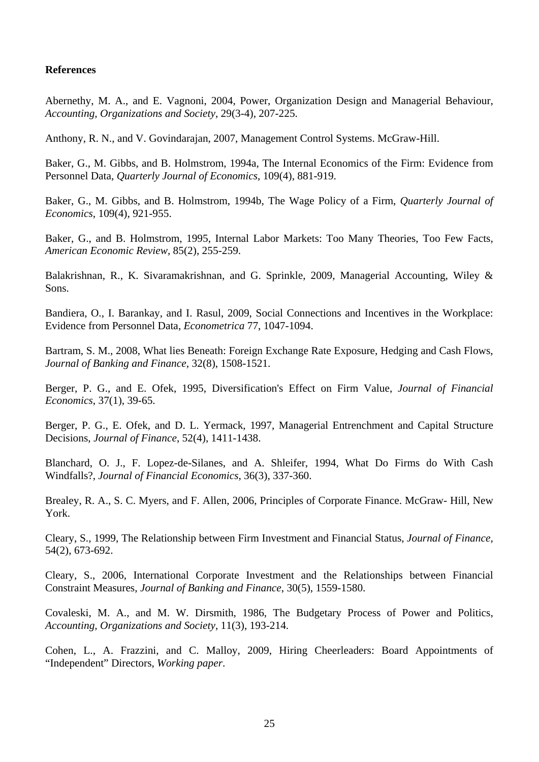**References**

Abernethy, M. A., and E. Vagnoni, 2004, Power, Organization Design and Managerial Behaviour, *Accounting, Organizations and Society*, 29(3-4), 207-225.

Anthony, R. N., and V. Govindarajan, 2007, Management Control Systems. McGraw-Hill.

Baker, G., M. Gibbs, and B. Holmstrom, 1994a, The Internal Economics of the Firm: Evidence from Personnel Data, *Quarterly Journal of Economics*, 109(4), 881-919.

Baker, G., M. Gibbs, and B. Holmstrom, 1994b, The Wage Policy of a Firm, *Quarterly Journal of Economics*, 109(4), 921-955.

Baker, G., and B. Holmstrom, 1995, Internal Labor Markets: Too Many Theories, Too Few Facts, *American Economic Review*, 85(2), 255-259.

Balakrishnan, R., K. Sivaramakrishnan, and G. Sprinkle, 2009, Managerial Accounting, Wiley & Sons.

Bandiera, O., I. Barankay, and I. Rasul, 2009, Social Connections and Incentives in the Workplace: Evidence from Personnel Data, *Econometrica* 77, 1047-1094.

Bartram, S. M., 2008, What lies Beneath: Foreign Exchange Rate Exposure, Hedging and Cash Flows, *Journal of Banking and Finance*, 32(8), 1508-1521.

Berger, P. G., and E. Ofek, 1995, Diversification's Effect on Firm Value, *Journal of Financial Economics*, 37(1), 39-65.

Berger, P. G., E. Ofek, and D. L. Yermack, 1997, Managerial Entrenchment and Capital Structure Decisions, *Journal of Finance*, 52(4), 1411-1438.

Blanchard, O. J., F. Lopez-de-Silanes, and A. Shleifer, 1994, What Do Firms do With Cash Windfalls?, *Journal of Financial Economics*, 36(3), 337-360.

Brealey, R. A., S. C. Myers, and F. Allen, 2006, Principles of Corporate Finance. McGraw- Hill, New York.

Cleary, S., 1999, The Relationship between Firm Investment and Financial Status, *Journal of Finance*, 54(2), 673-692.

Cleary, S., 2006, International Corporate Investment and the Relationships between Financial Constraint Measures, *Journal of Banking and Finance*, 30(5), 1559-1580.

Covaleski, M. A., and M. W. Dirsmith, 1986, The Budgetary Process of Power and Politics, *Accounting, Organizations and Society*, 11(3), 193-214.

Cohen, L., A. Frazzini, and C. Malloy, 2009, Hiring Cheerleaders: Board Appointments of "Independent" Directors, *Working paper*.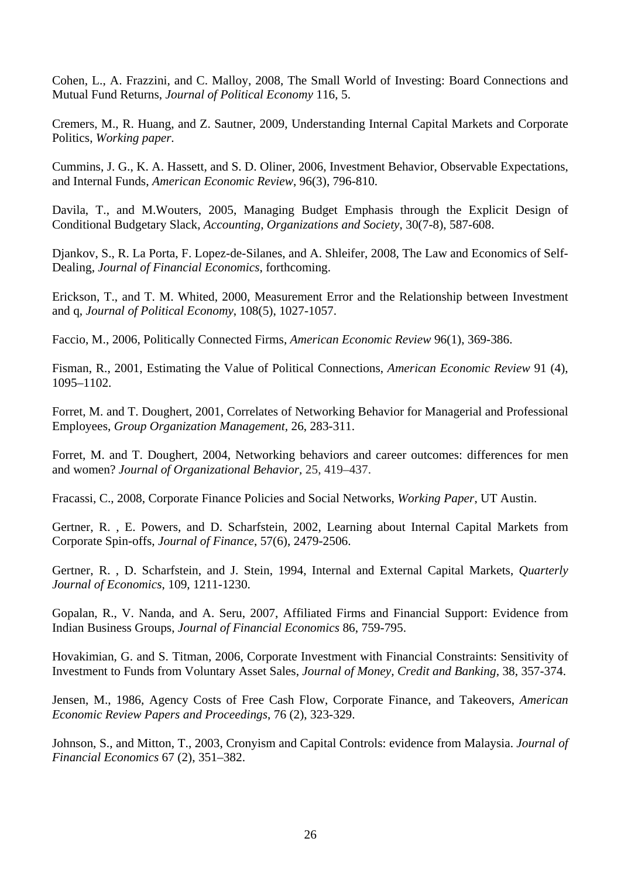Cohen, L., A. Frazzini, and C. Malloy, 2008, The Small World of Investing: Board Connections and Mutual Fund Returns, *Journal of Political Economy* 116, 5.

Cremers, M., R. Huang, and Z. Sautner, 2009, Understanding Internal Capital Markets and Corporate Politics, *Working paper.*

Cummins, J. G., K. A. Hassett, and S. D. Oliner, 2006, Investment Behavior, Observable Expectations, and Internal Funds, *American Economic Review*, 96(3), 796-810.

Davila, T., and M.Wouters, 2005, Managing Budget Emphasis through the Explicit Design of Conditional Budgetary Slack, *Accounting, Organizations and Society*, 30(7-8), 587-608.

Djankov, S., R. La Porta, F. Lopez-de-Silanes, and A. Shleifer, 2008, The Law and Economics of Self-Dealing, *Journal of Financial Economics*, forthcoming.

Erickson, T., and T. M. Whited, 2000, Measurement Error and the Relationship between Investment and q, *Journal of Political Economy*, 108(5), 1027-1057.

Faccio, M., 2006, Politically Connected Firms, *American Economic Review* 96(1), 369-386.

Fisman, R., 2001, Estimating the Value of Political Connections, *American Economic Review* 91 (4), 1095–1102.

Forret, M. and T. Doughert, 2001, Correlates of Networking Behavior for Managerial and Professional Employees, *Group Organization Management*, 26, 283-311.

Forret, M. and T. Doughert, 2004, Networking behaviors and career outcomes: differences for men and women? *Journal of Organizational Behavior*, 25, 419–437.

Fracassi, C., 2008, Corporate Finance Policies and Social Networks, *Working Paper*, UT Austin.

Gertner, R. , E. Powers, and D. Scharfstein, 2002, Learning about Internal Capital Markets from Corporate Spin-offs, *Journal of Finance*, 57(6), 2479-2506.

Gertner, R. , D. Scharfstein, and J. Stein, 1994, Internal and External Capital Markets, *Quarterly Journal of Economics*, 109, 1211-1230.

Gopalan, R., V. Nanda, and A. Seru, 2007, Affiliated Firms and Financial Support: Evidence from Indian Business Groups, *Journal of Financial Economics* 86, 759-795.

Hovakimian, G. and S. Titman, 2006, Corporate Investment with Financial Constraints: Sensitivity of Investment to Funds from Voluntary Asset Sales, *Journal of Money, Credit and Banking*, 38, 357-374.

Jensen, M., 1986, Agency Costs of Free Cash Flow, Corporate Finance, and Takeovers, *American Economic Review Papers and Proceedings*, 76 (2), 323-329.

Johnson, S., and Mitton, T., 2003, Cronyism and Capital Controls: evidence from Malaysia. *Journal of Financial Economics* 67 (2), 351–382.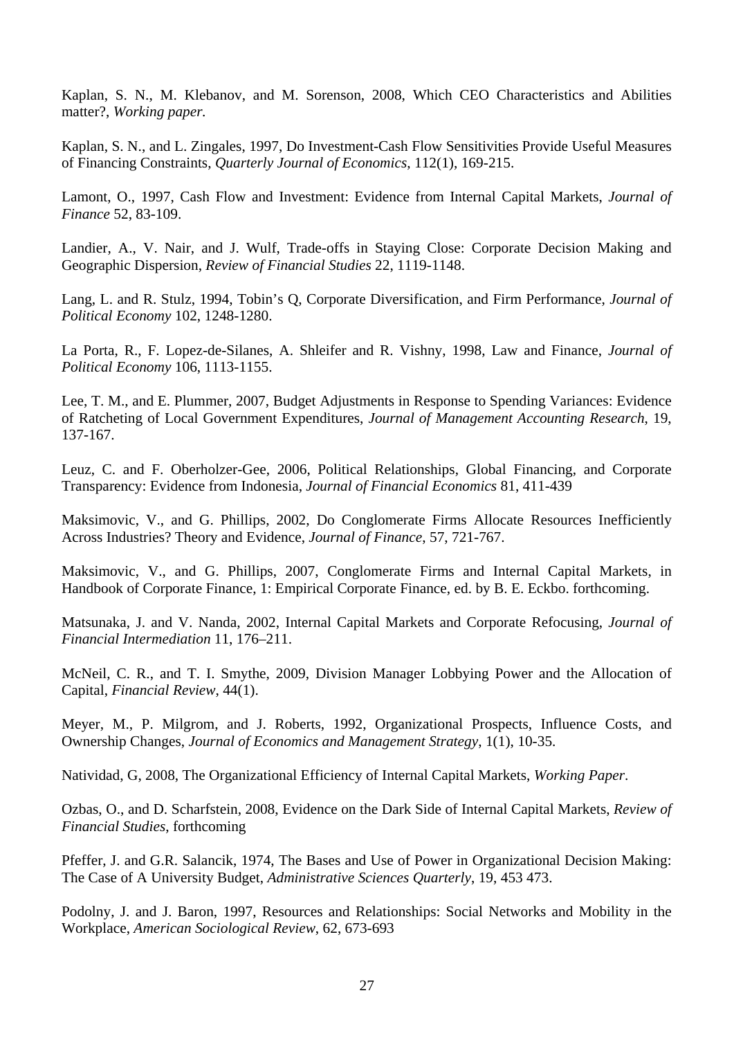Kaplan, S. N., M. Klebanov, and M. Sorenson, 2008, Which CEO Characteristics and Abilities matter?, *Working paper.*

Kaplan, S. N., and L. Zingales, 1997, Do Investment-Cash Flow Sensitivities Provide Useful Measures of Financing Constraints, *Quarterly Journal of Economics*, 112(1), 169-215.

Lamont, O., 1997, Cash Flow and Investment: Evidence from Internal Capital Markets, *Journal of Finance* 52, 83-109.

Landier, A., V. Nair, and J. Wulf, Trade-offs in Staying Close: Corporate Decision Making and Geographic Dispersion, *Review of Financial Studies* 22, 1119-1148.

Lang, L. and R. Stulz, 1994, Tobin's Q, Corporate Diversification, and Firm Performance, *Journal of Political Economy* 102, 1248-1280.

La Porta, R., F. Lopez-de-Silanes, A. Shleifer and R. Vishny, 1998, Law and Finance, *Journal of Political Economy* 106, 1113-1155.

Lee, T. M., and E. Plummer, 2007, Budget Adjustments in Response to Spending Variances: Evidence of Ratcheting of Local Government Expenditures, *Journal of Management Accounting Research*, 19, 137-167.

Leuz, C. and F. Oberholzer-Gee, 2006, Political Relationships, Global Financing, and Corporate Transparency: Evidence from Indonesia, *Journal of Financial Economics* 81, 411-439

Maksimovic, V., and G. Phillips, 2002, Do Conglomerate Firms Allocate Resources Inefficiently Across Industries? Theory and Evidence, *Journal of Finance*, 57, 721-767.

Maksimovic, V., and G. Phillips, 2007, Conglomerate Firms and Internal Capital Markets, in Handbook of Corporate Finance, 1: Empirical Corporate Finance, ed. by B. E. Eckbo. forthcoming.

Matsunaka, J. and V. Nanda, 2002, Internal Capital Markets and Corporate Refocusing, *Journal of Financial Intermediation* 11, 176–211.

McNeil, C. R., and T. I. Smythe, 2009, Division Manager Lobbying Power and the Allocation of Capital, *Financial Review*, 44(1).

Meyer, M., P. Milgrom, and J. Roberts, 1992, Organizational Prospects, Influence Costs, and Ownership Changes, *Journal of Economics and Management Strategy*, 1(1), 10-35.

Natividad, G, 2008, The Organizational Efficiency of Internal Capital Markets, *Working Paper*.

Ozbas, O., and D. Scharfstein, 2008, Evidence on the Dark Side of Internal Capital Markets, *Review of Financial Studies*, forthcoming

Pfeffer, J. and G.R. Salancik, 1974, The Bases and Use of Power in Organizational Decision Making: The Case of A University Budget, *Administrative Sciences Quarterly*, 19, 453 473.

Podolny, J. and J. Baron, 1997, Resources and Relationships: Social Networks and Mobility in the Workplace, *American Sociological Review*, 62, 673-693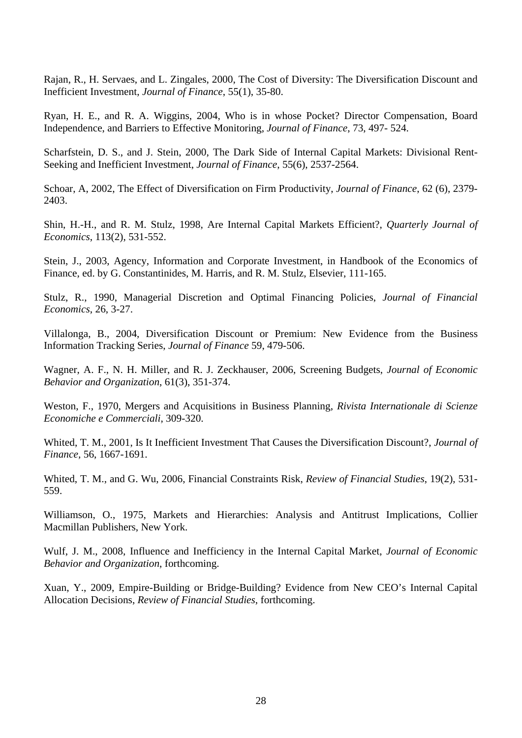Rajan, R., H. Servaes, and L. Zingales, 2000, The Cost of Diversity: The Diversification Discount and Inefficient Investment, *Journal of Finance*, 55(1), 35-80.

Ryan, H. E., and R. A. Wiggins, 2004, Who is in whose Pocket? Director Compensation, Board Independence, and Barriers to Effective Monitoring, *Journal of Finance*, 73, 497- 524.

Scharfstein, D. S., and J. Stein, 2000, The Dark Side of Internal Capital Markets: Divisional Rent-Seeking and Inefficient Investment, *Journal of Finance*, 55(6), 2537-2564.

Schoar, A, 2002, The Effect of Diversification on Firm Productivity, *Journal of Finance*, 62 (6), 2379-2403.

Shin, H.-H., and R. M. Stulz, 1998, Are Internal Capital Markets Efficient?, *Quarterly Journal of Economics*, 113(2), 531-552.

Stein, J., 2003, Agency, Information and Corporate Investment, in Handbook of the Economics of Finance, ed. by G. Constantinides, M. Harris, and R. M. Stulz, Elsevier, 111-165.

Stulz, R., 1990, Managerial Discretion and Optimal Financing Policies, *Journal of Financial Economics*, 26, 3-27.

Villalonga, B., 2004, Diversification Discount or Premium: New Evidence from the Business Information Tracking Series, *Journal of Finance* 59, 479-506.

Wagner, A. F., N. H. Miller, and R. J. Zeckhauser, 2006, Screening Budgets, *Journal of Economic Behavior and Organization*, 61(3), 351-374.

Weston, F., 1970, Mergers and Acquisitions in Business Planning, *Rivista Internationale di Scienze Economiche e Commerciali*, 309-320.

Whited, T. M., 2001, Is It Inefficient Investment That Causes the Diversification Discount?, *Journal of Finance,* 56, 1667-1691.

Whited, T. M., and G. Wu, 2006, Financial Constraints Risk, *Review of Financial Studies*, 19(2), 531-559.

Williamson, O., 1975, Markets and Hierarchies: Analysis and Antitrust Implications, Collier Macmillan Publishers, New York.

Wulf, J. M., 2008, Influence and Inefficiency in the Internal Capital Market, *Journal of Economic Behavior and Organization*, forthcoming.

Xuan, Y., 2009, Empire-Building or Bridge-Building? Evidence from New CEO's Internal Capital Allocation Decisions, *Review of Financial Studies*, forthcoming.